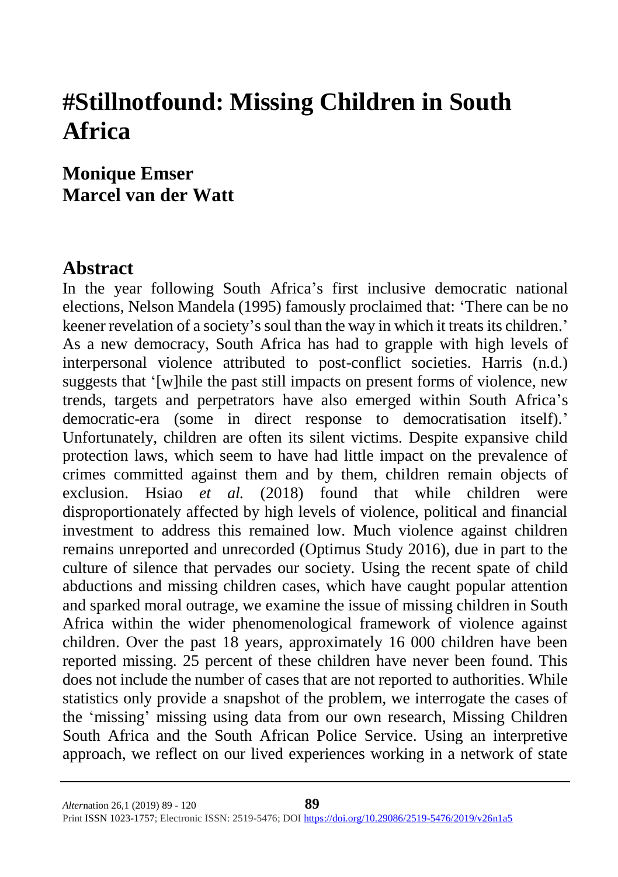# #Stillnotfound: Missing Children in South Africa

**Monique Emser**
**Marcel van der Watt**

## Abstract

In the year following South Africa's first inclusive democratic national elections, Nelson Mandela (1995) famously proclaimed that: 'There can be no keener revelation of a society's soul than the way in which it treats its children.' As a new democracy, South Africa has had to grapple with high levels of interpersonal violence attributed to post-conflict societies. Harris (n.d.) suggests that '[w]hile the past still impacts on present forms of violence, new trends, targets and perpetrators have also emerged within South Africa's democratic-era (some in direct response to democratisation itself).' Unfortunately, children are often its silent victims. Despite expansive child protection laws, which seem to have had little impact on the prevalence of crimes committed against them and by them, children remain objects of exclusion. Hsiao *et al.* (2018) found that while children were disproportionately affected by high levels of violence, political and financial investment to address this remained low. Much violence against children remains unreported and unrecorded (Optimus Study 2016), due in part to the culture of silence that pervades our society. Using the recent spate of child abductions and missing children cases, which have caught popular attention and sparked moral outrage, we examine the issue of missing children in South Africa within the wider phenomenological framework of violence against children. Over the past 18 years, approximately 16 000 children have been reported missing. 25 percent of these children have never been found. This does not include the number of cases that are not reported to authorities. While statistics only provide a snapshot of the problem, we interrogate the cases of the 'missing' missing using data from our own research, Missing Children South Africa and the South African Police Service. Using an interpretive approach, we reflect on our lived experiences working in a network of state

*Alter*nation 26,1 (2019) 89 - 120
Print ISSN 1023-1757; Electronic ISSN: 2519-5476; DOI https://doi.org/10.29086/2519-5476/2019/v26n1a5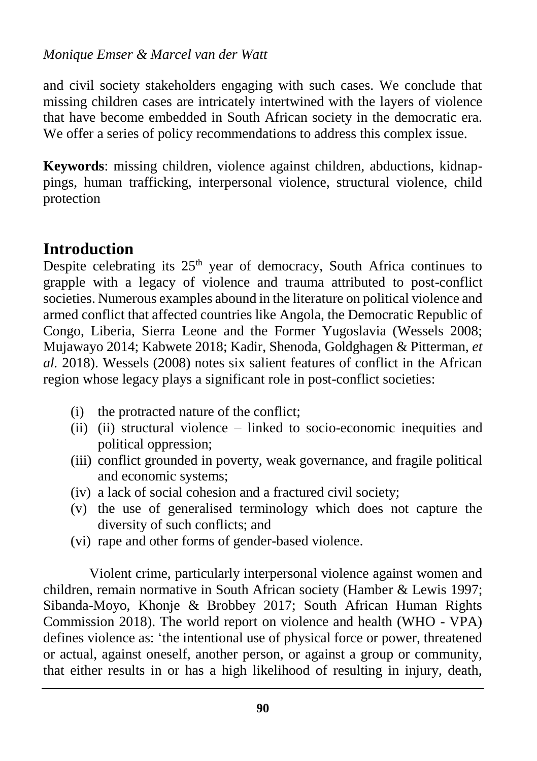and civil society stakeholders engaging with such cases. We conclude that missing children cases are intricately intertwined with the layers of violence that have become embedded in South African society in the democratic era. We offer a series of policy recommendations to address this complex issue.

**Keywords**: missing children, violence against children, abductions, kidnappings, human trafficking, interpersonal violence, structural violence, child protection

## Introduction

Despite celebrating its 25th year of democracy, South Africa continues to grapple with a legacy of violence and trauma attributed to post-conflict societies. Numerous examples abound in the literature on political violence and armed conflict that affected countries like Angola, the Democratic Republic of Congo, Liberia, Sierra Leone and the Former Yugoslavia (Wessels 2008; Mujawayo 2014; Kabwete 2018; Kadir, Shenoda, Goldghagen & Pitterman, *et al.* 2018). Wessels (2008) notes six salient features of conflict in the African region whose legacy plays a significant role in post-conflict societies:

- (i) the protracted nature of the conflict;
- (ii) (ii) structural violence – linked to socio-economic inequities and political oppression;
- (iii) conflict grounded in poverty, weak governance, and fragile political and economic systems;
- (iv) a lack of social cohesion and a fractured civil society;
- (v) the use of generalised terminology which does not capture the diversity of such conflicts; and
- (vi) rape and other forms of gender-based violence.

Violent crime, particularly interpersonal violence against women and children, remain normative in South African society (Hamber & Lewis 1997; Sibanda-Moyo, Khonje & Brobbey 2017; South African Human Rights Commission 2018). The world report on violence and health (WHO - VPA) defines violence as: 'the intentional use of physical force or power, threatened or actual, against oneself, another person, or against a group or community, that either results in or has a high likelihood of resulting in injury, death,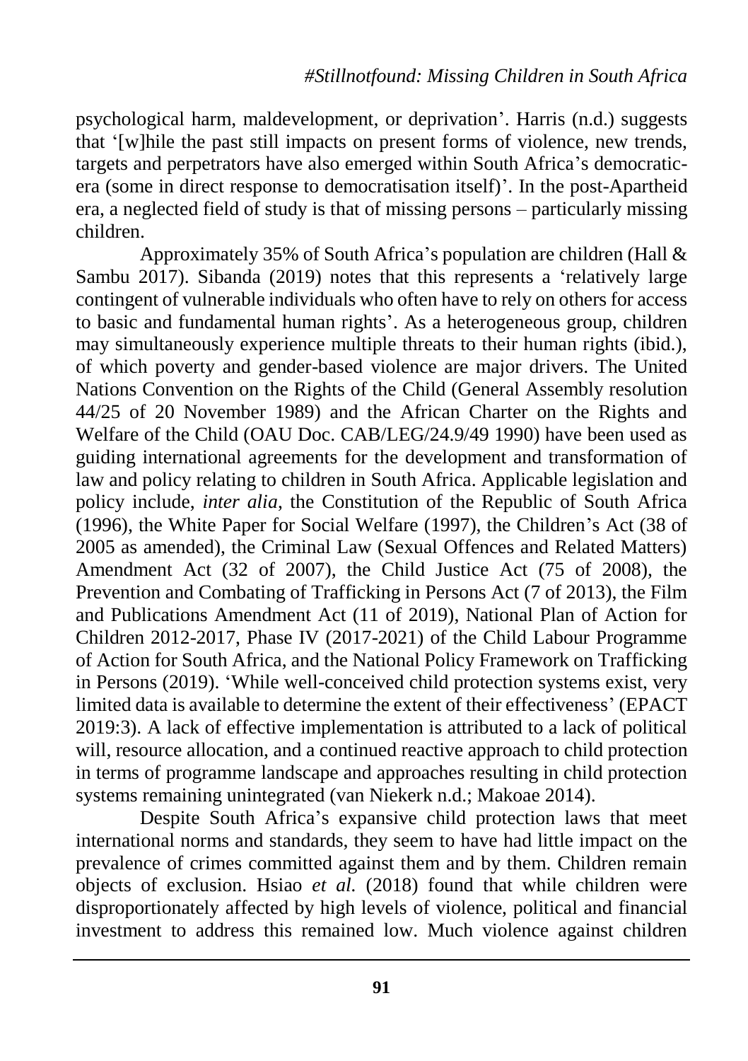psychological harm, maldevelopment, or deprivation'. Harris (n.d.) suggests that '[w]hile the past still impacts on present forms of violence, new trends, targets and perpetrators have also emerged within South Africa's democratic-era (some in direct response to democratisation itself)'. In the post-Apartheid era, a neglected field of study is that of missing persons – particularly missing children.

Approximately 35% of South Africa's population are children (Hall & Sambu 2017). Sibanda (2019) notes that this represents a 'relatively large contingent of vulnerable individuals who often have to rely on others for access to basic and fundamental human rights'. As a heterogeneous group, children may simultaneously experience multiple threats to their human rights (ibid.), of which poverty and gender-based violence are major drivers. The United Nations Convention on the Rights of the Child (General Assembly resolution 44/25 of 20 November 1989) and the African Charter on the Rights and Welfare of the Child (OAU Doc. CAB/LEG/24.9/49 1990) have been used as guiding international agreements for the development and transformation of law and policy relating to children in South Africa. Applicable legislation and policy include, *inter alia*, the Constitution of the Republic of South Africa (1996), the White Paper for Social Welfare (1997), the Children's Act (38 of 2005 as amended), the Criminal Law (Sexual Offences and Related Matters) Amendment Act (32 of 2007), the Child Justice Act (75 of 2008), the Prevention and Combating of Trafficking in Persons Act (7 of 2013), the Film and Publications Amendment Act (11 of 2019), National Plan of Action for Children 2012-2017, Phase IV (2017-2021) of the Child Labour Programme of Action for South Africa, and the National Policy Framework on Trafficking in Persons (2019). 'While well-conceived child protection systems exist, very limited data is available to determine the extent of their effectiveness' (EPACT 2019:3). A lack of effective implementation is attributed to a lack of political will, resource allocation, and a continued reactive approach to child protection in terms of programme landscape and approaches resulting in child protection systems remaining unintegrated (van Niekerk n.d.; Makoae 2014).

Despite South Africa's expansive child protection laws that meet international norms and standards, they seem to have had little impact on the prevalence of crimes committed against them and by them. Children remain objects of exclusion. Hsiao *et al.* (2018) found that while children were disproportionately affected by high levels of violence, political and financial investment to address this remained low. Much violence against children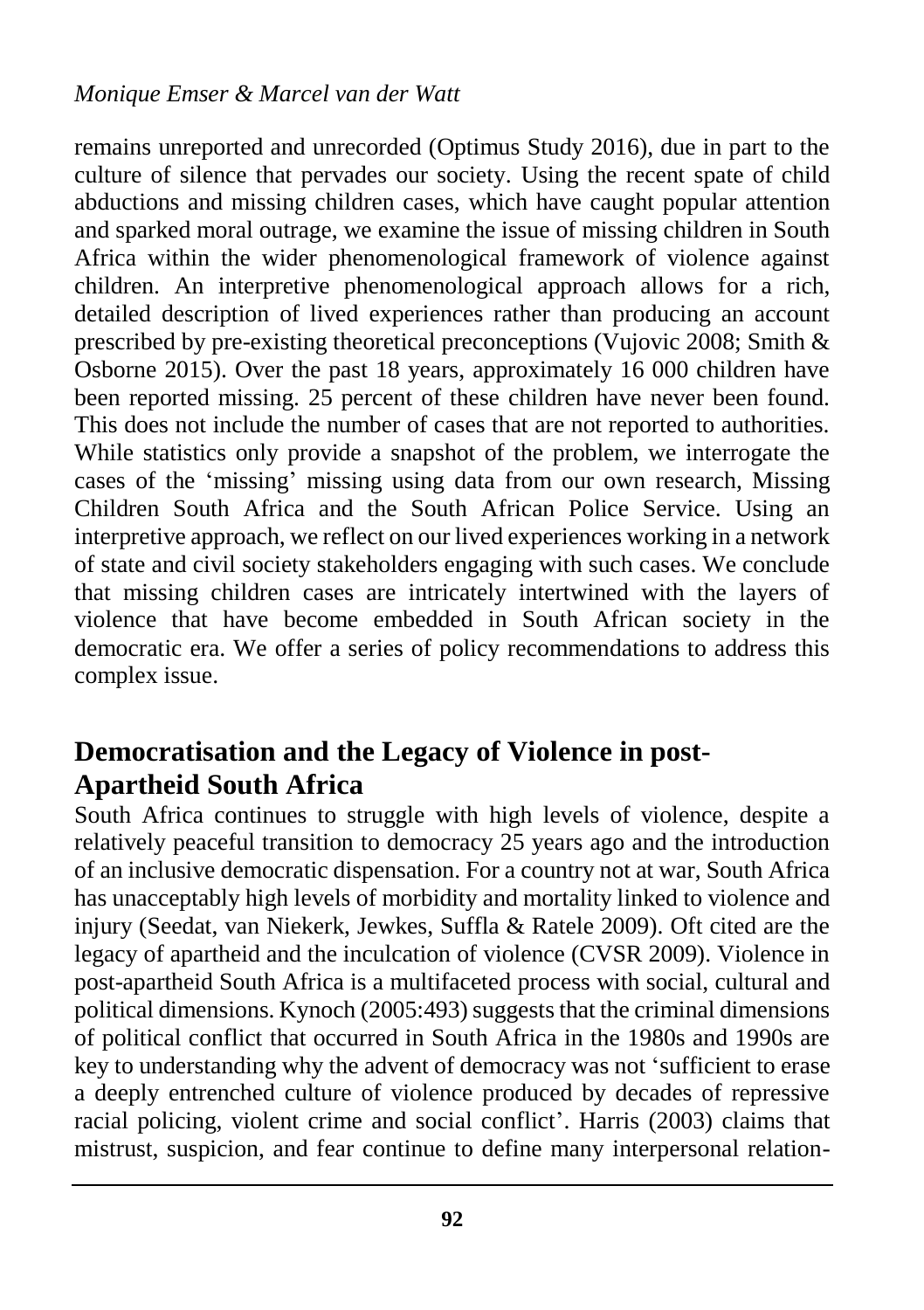remains unreported and unrecorded (Optimus Study 2016), due in part to the culture of silence that pervades our society. Using the recent spate of child abductions and missing children cases, which have caught popular attention and sparked moral outrage, we examine the issue of missing children in South Africa within the wider phenomenological framework of violence against children. An interpretive phenomenological approach allows for a rich, detailed description of lived experiences rather than producing an account prescribed by pre-existing theoretical preconceptions (Vujovic 2008; Smith & Osborne 2015). Over the past 18 years, approximately 16 000 children have been reported missing. 25 percent of these children have never been found. This does not include the number of cases that are not reported to authorities. While statistics only provide a snapshot of the problem, we interrogate the cases of the 'missing' missing using data from our own research, Missing Children South Africa and the South African Police Service. Using an interpretive approach, we reflect on our lived experiences working in a network of state and civil society stakeholders engaging with such cases. We conclude that missing children cases are intricately intertwined with the layers of violence that have become embedded in South African society in the democratic era. We offer a series of policy recommendations to address this complex issue.

## Democratisation and the Legacy of Violence in post-Apartheid South Africa

South Africa continues to struggle with high levels of violence, despite a relatively peaceful transition to democracy 25 years ago and the introduction of an inclusive democratic dispensation. For a country not at war, South Africa has unacceptably high levels of morbidity and mortality linked to violence and injury (Seedat, van Niekerk, Jewkes, Suffla & Ratele 2009). Oft cited are the legacy of apartheid and the inculcation of violence (CVSR 2009). Violence in post-apartheid South Africa is a multifaceted process with social, cultural and political dimensions. Kynoch (2005:493) suggests that the criminal dimensions of political conflict that occurred in South Africa in the 1980s and 1990s are key to understanding why the advent of democracy was not 'sufficient to erase a deeply entrenched culture of violence produced by decades of repressive racial policing, violent crime and social conflict'. Harris (2003) claims that mistrust, suspicion, and fear continue to define many interpersonal relation-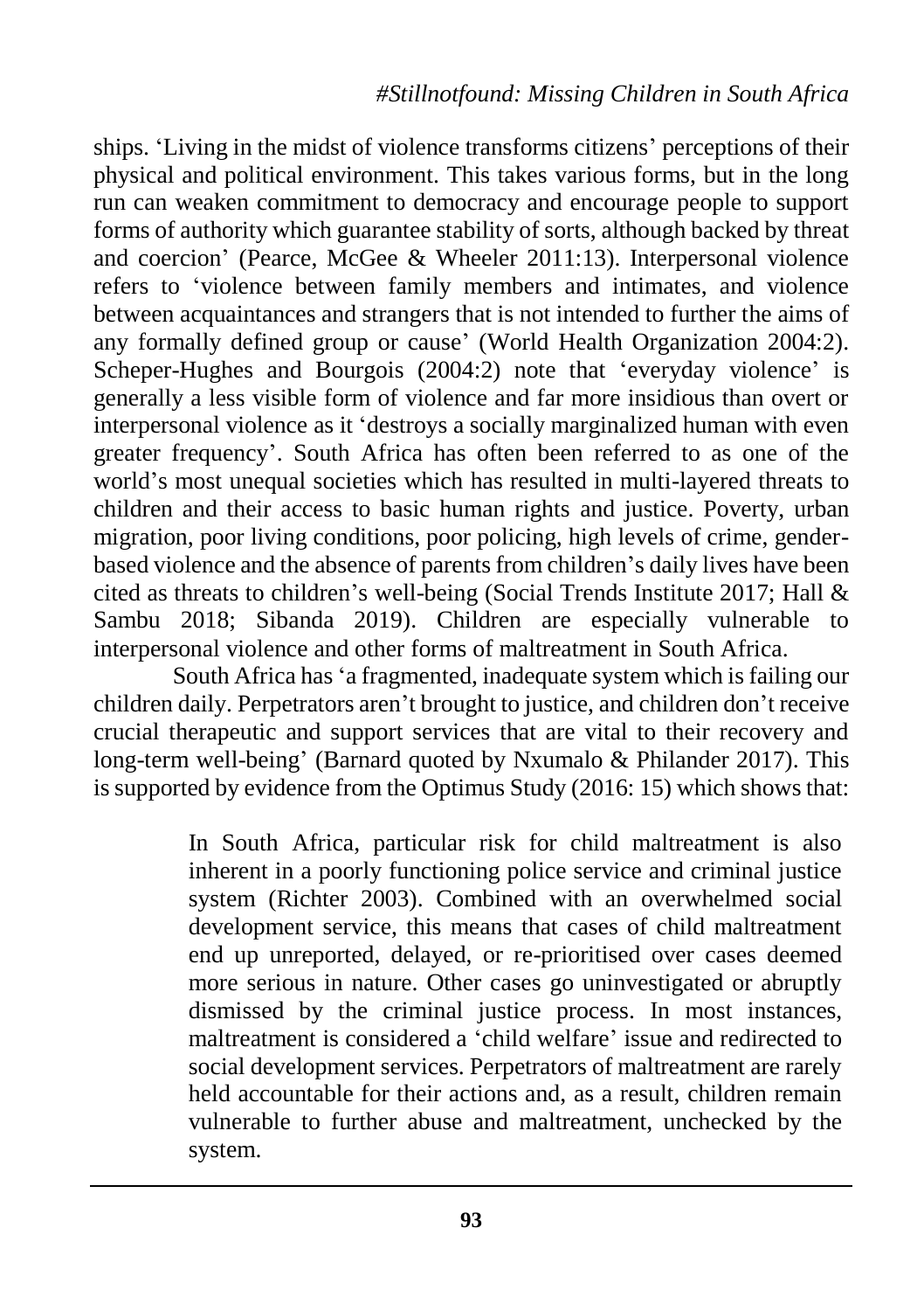ships. 'Living in the midst of violence transforms citizens' perceptions of their physical and political environment. This takes various forms, but in the long run can weaken commitment to democracy and encourage people to support forms of authority which guarantee stability of sorts, although backed by threat and coercion' (Pearce, McGee & Wheeler 2011:13). Interpersonal violence refers to 'violence between family members and intimates, and violence between acquaintances and strangers that is not intended to further the aims of any formally defined group or cause' (World Health Organization 2004:2). Scheper-Hughes and Bourgois (2004:2) note that 'everyday violence' is generally a less visible form of violence and far more insidious than overt or interpersonal violence as it 'destroys a socially marginalized human with even greater frequency'. South Africa has often been referred to as one of the world's most unequal societies which has resulted in multi-layered threats to children and their access to basic human rights and justice. Poverty, urban migration, poor living conditions, poor policing, high levels of crime, gender-based violence and the absence of parents from children's daily lives have been cited as threats to children's well-being (Social Trends Institute 2017; Hall & Sambu 2018; Sibanda 2019). Children are especially vulnerable to interpersonal violence and other forms of maltreatment in South Africa.

South Africa has 'a fragmented, inadequate system which is failing our children daily. Perpetrators aren't brought to justice, and children don't receive crucial therapeutic and support services that are vital to their recovery and long-term well-being' (Barnard quoted by Nxumalo & Philander 2017). This is supported by evidence from the Optimus Study (2016: 15) which shows that:

> In South Africa, particular risk for child maltreatment is also inherent in a poorly functioning police service and criminal justice system (Richter 2003). Combined with an overwhelmed social development service, this means that cases of child maltreatment end up unreported, delayed, or re-prioritised over cases deemed more serious in nature. Other cases go uninvestigated or abruptly dismissed by the criminal justice process. In most instances, maltreatment is considered a 'child welfare' issue and redirected to social development services. Perpetrators of maltreatment are rarely held accountable for their actions and, as a result, children remain vulnerable to further abuse and maltreatment, unchecked by the system.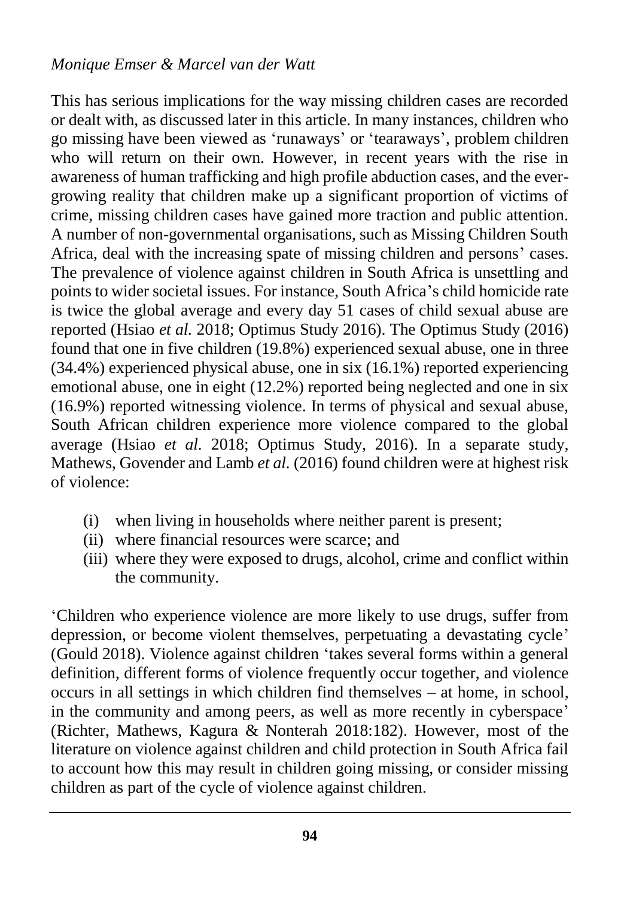This has serious implications for the way missing children cases are recorded or dealt with, as discussed later in this article. In many instances, children who go missing have been viewed as 'runaways' or 'tearaways', problem children who will return on their own. However, in recent years with the rise in awareness of human trafficking and high profile abduction cases, and the ever-growing reality that children make up a significant proportion of victims of crime, missing children cases have gained more traction and public attention. A number of non-governmental organisations, such as Missing Children South Africa, deal with the increasing spate of missing children and persons' cases. The prevalence of violence against children in South Africa is unsettling and points to wider societal issues. For instance, South Africa's child homicide rate is twice the global average and every day 51 cases of child sexual abuse are reported (Hsiao *et al.* 2018; Optimus Study 2016). The Optimus Study (2016) found that one in five children (19.8%) experienced sexual abuse, one in three (34.4%) experienced physical abuse, one in six (16.1%) reported experiencing emotional abuse, one in eight (12.2%) reported being neglected and one in six (16.9%) reported witnessing violence. In terms of physical and sexual abuse, South African children experience more violence compared to the global average (Hsiao *et al.* 2018; Optimus Study, 2016). In a separate study, Mathews, Govender and Lamb *et al.* (2016) found children were at highest risk of violence:

(i) when living in households where neither parent is present;
(ii) where financial resources were scarce; and
(iii) where they were exposed to drugs, alcohol, crime and conflict within the community.

'Children who experience violence are more likely to use drugs, suffer from depression, or become violent themselves, perpetuating a devastating cycle' (Gould 2018). Violence against children 'takes several forms within a general definition, different forms of violence frequently occur together, and violence occurs in all settings in which children find themselves – at home, in school, in the community and among peers, as well as more recently in cyberspace' (Richter, Mathews, Kagura & Nonterah 2018:182). However, most of the literature on violence against children and child protection in South Africa fail to account how this may result in children going missing, or consider missing children as part of the cycle of violence against children.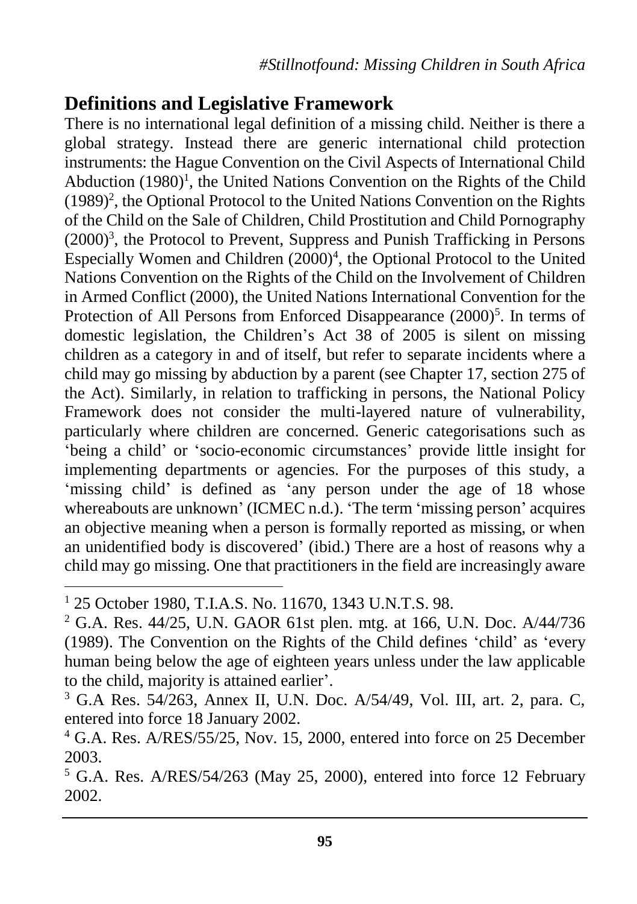## Definitions and Legislative Framework

There is no international legal definition of a missing child. Neither is there a global strategy. Instead there are generic international child protection instruments: the Hague Convention on the Civil Aspects of International Child Abduction (1980)[1], the United Nations Convention on the Rights of the Child (1989)[2], the Optional Protocol to the United Nations Convention on the Rights of the Child on the Sale of Children, Child Prostitution and Child Pornography (2000)[3], the Protocol to Prevent, Suppress and Punish Trafficking in Persons Especially Women and Children (2000)[4], the Optional Protocol to the United Nations Convention on the Rights of the Child on the Involvement of Children in Armed Conflict (2000), the United Nations International Convention for the Protection of All Persons from Enforced Disappearance (2000)[5]. In terms of domestic legislation, the Children's Act 38 of 2005 is silent on missing children as a category in and of itself, but refer to separate incidents where a child may go missing by abduction by a parent (see Chapter 17, section 275 of the Act). Similarly, in relation to trafficking in persons, the National Policy Framework does not consider the multi-layered nature of vulnerability, particularly where children are concerned. Generic categorisations such as 'being a child' or 'socio-economic circumstances' provide little insight for implementing departments or agencies. For the purposes of this study, a 'missing child' is defined as 'any person under the age of 18 whose whereabouts are unknown' (ICMEC n.d.). 'The term 'missing person' acquires an objective meaning when a person is formally reported as missing, or when an unidentified body is discovered' (ibid.) There are a host of reasons why a child may go missing. One that practitioners in the field are increasingly aware

---

[1] 25 October 1980, T.I.A.S. No. 11670, 1343 U.N.T.S. 98.

[2] G.A. Res. 44/25, U.N. GAOR 61st plen. mtg. at 166, U.N. Doc. A/44/736 (1989). The Convention on the Rights of the Child defines 'child' as 'every human being below the age of eighteen years unless under the law applicable to the child, majority is attained earlier'.

[3] G.A Res. 54/263, Annex II, U.N. Doc. A/54/49, Vol. III, art. 2, para. C, entered into force 18 January 2002.

[4] G.A. Res. A/RES/55/25, Nov. 15, 2000, entered into force on 25 December 2003.

[5] G.A. Res. A/RES/54/263 (May 25, 2000), entered into force 12 February 2002.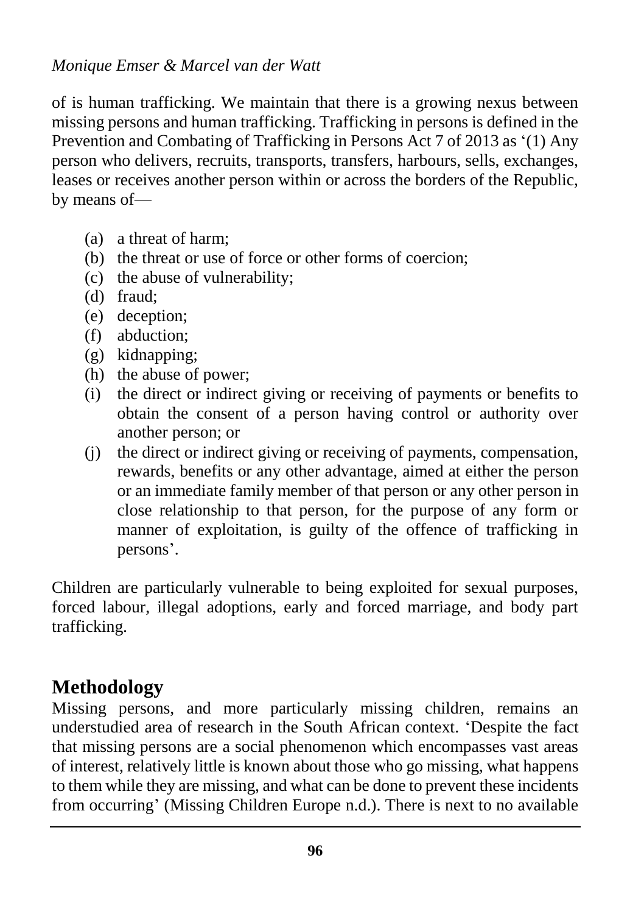of is human trafficking. We maintain that there is a growing nexus between missing persons and human trafficking. Trafficking in persons is defined in the Prevention and Combating of Trafficking in Persons Act 7 of 2013 as '(1) Any person who delivers, recruits, transports, transfers, harbours, sells, exchanges, leases or receives another person within or across the borders of the Republic, by means of—

(a) a threat of harm;
(b) the threat or use of force or other forms of coercion;
(c) the abuse of vulnerability;
(d) fraud;
(e) deception;
(f) abduction;
(g) kidnapping;
(h) the abuse of power;
(i) the direct or indirect giving or receiving of payments or benefits to obtain the consent of a person having control or authority over another person; or
(j) the direct or indirect giving or receiving of payments, compensation, rewards, benefits or any other advantage, aimed at either the person or an immediate family member of that person or any other person in close relationship to that person, for the purpose of any form or manner of exploitation, is guilty of the offence of trafficking in persons'.

Children are particularly vulnerable to being exploited for sexual purposes, forced labour, illegal adoptions, early and forced marriage, and body part trafficking.

## Methodology

Missing persons, and more particularly missing children, remains an understudied area of research in the South African context. 'Despite the fact that missing persons are a social phenomenon which encompasses vast areas of interest, relatively little is known about those who go missing, what happens to them while they are missing, and what can be done to prevent these incidents from occurring' (Missing Children Europe n.d.). There is next to no available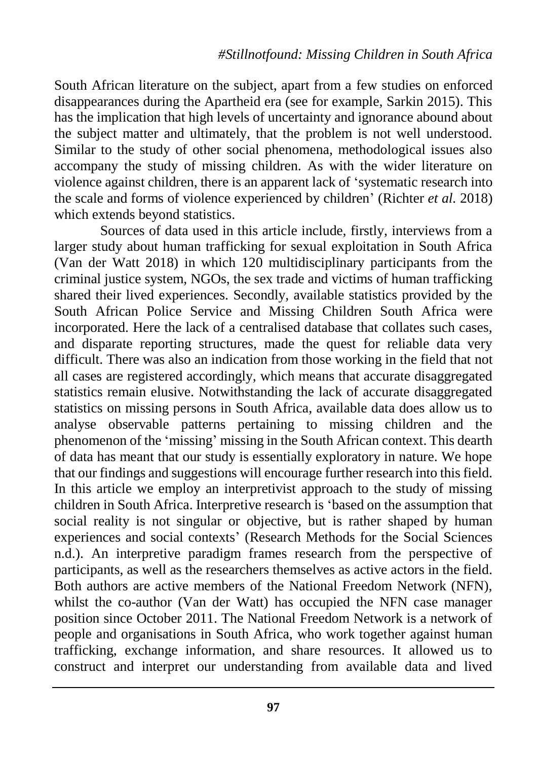South African literature on the subject, apart from a few studies on enforced disappearances during the Apartheid era (see for example, Sarkin 2015). This has the implication that high levels of uncertainty and ignorance abound about the subject matter and ultimately, that the problem is not well understood. Similar to the study of other social phenomena, methodological issues also accompany the study of missing children. As with the wider literature on violence against children, there is an apparent lack of 'systematic research into the scale and forms of violence experienced by children' (Richter *et al.* 2018) which extends beyond statistics.

Sources of data used in this article include, firstly, interviews from a larger study about human trafficking for sexual exploitation in South Africa (Van der Watt 2018) in which 120 multidisciplinary participants from the criminal justice system, NGOs, the sex trade and victims of human trafficking shared their lived experiences. Secondly, available statistics provided by the South African Police Service and Missing Children South Africa were incorporated. Here the lack of a centralised database that collates such cases, and disparate reporting structures, made the quest for reliable data very difficult. There was also an indication from those working in the field that not all cases are registered accordingly, which means that accurate disaggregated statistics remain elusive. Notwithstanding the lack of accurate disaggregated statistics on missing persons in South Africa, available data does allow us to analyse observable patterns pertaining to missing children and the phenomenon of the 'missing' missing in the South African context. This dearth of data has meant that our study is essentially exploratory in nature. We hope that our findings and suggestions will encourage further research into this field. In this article we employ an interpretivist approach to the study of missing children in South Africa. Interpretive research is 'based on the assumption that social reality is not singular or objective, but is rather shaped by human experiences and social contexts' (Research Methods for the Social Sciences n.d.). An interpretive paradigm frames research from the perspective of participants, as well as the researchers themselves as active actors in the field. Both authors are active members of the National Freedom Network (NFN), whilst the co-author (Van der Watt) has occupied the NFN case manager position since October 2011. The National Freedom Network is a network of people and organisations in South Africa, who work together against human trafficking, exchange information, and share resources. It allowed us to construct and interpret our understanding from available data and lived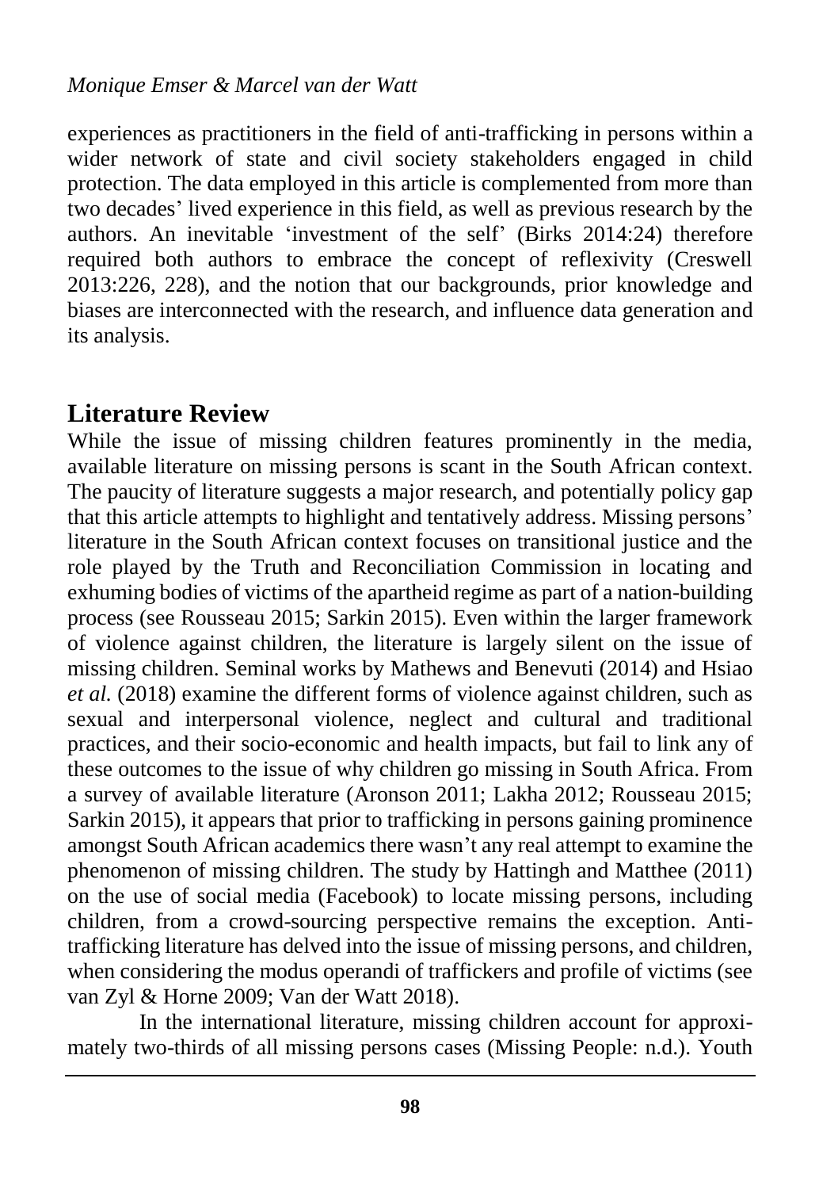experiences as practitioners in the field of anti-trafficking in persons within a wider network of state and civil society stakeholders engaged in child protection. The data employed in this article is complemented from more than two decades' lived experience in this field, as well as previous research by the authors. An inevitable 'investment of the self' (Birks 2014:24) therefore required both authors to embrace the concept of reflexivity (Creswell 2013:226, 228), and the notion that our backgrounds, prior knowledge and biases are interconnected with the research, and influence data generation and its analysis.

## Literature Review

While the issue of missing children features prominently in the media, available literature on missing persons is scant in the South African context. The paucity of literature suggests a major research, and potentially policy gap that this article attempts to highlight and tentatively address. Missing persons' literature in the South African context focuses on transitional justice and the role played by the Truth and Reconciliation Commission in locating and exhuming bodies of victims of the apartheid regime as part of a nation-building process (see Rousseau 2015; Sarkin 2015). Even within the larger framework of violence against children, the literature is largely silent on the issue of missing children. Seminal works by Mathews and Benevuti (2014) and Hsiao *et al.* (2018) examine the different forms of violence against children, such as sexual and interpersonal violence, neglect and cultural and traditional practices, and their socio-economic and health impacts, but fail to link any of these outcomes to the issue of why children go missing in South Africa. From a survey of available literature (Aronson 2011; Lakha 2012; Rousseau 2015; Sarkin 2015), it appears that prior to trafficking in persons gaining prominence amongst South African academics there wasn't any real attempt to examine the phenomenon of missing children. The study by Hattingh and Matthee (2011) on the use of social media (Facebook) to locate missing persons, including children, from a crowd-sourcing perspective remains the exception. Anti-trafficking literature has delved into the issue of missing persons, and children, when considering the modus operandi of traffickers and profile of victims (see van Zyl & Horne 2009; Van der Watt 2018).

In the international literature, missing children account for approximately two-thirds of all missing persons cases (Missing People: n.d.). Youth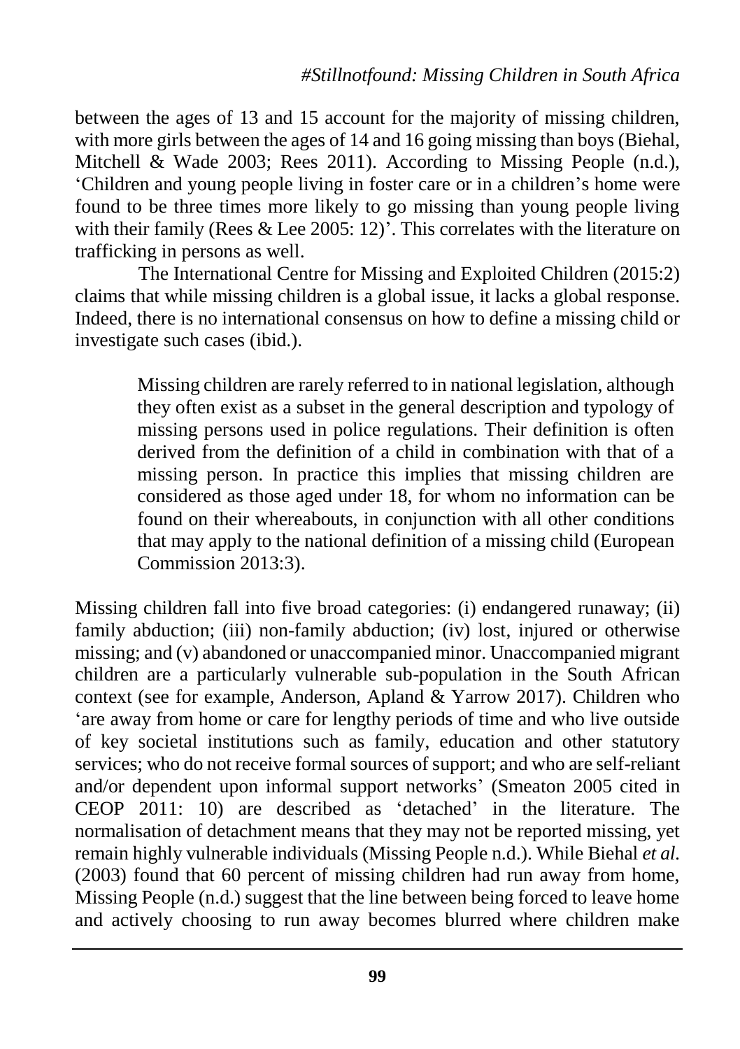between the ages of 13 and 15 account for the majority of missing children, with more girls between the ages of 14 and 16 going missing than boys (Biehal, Mitchell & Wade 2003; Rees 2011). According to Missing People (n.d.), 'Children and young people living in foster care or in a children's home were found to be three times more likely to go missing than young people living with their family (Rees & Lee 2005: 12)'. This correlates with the literature on trafficking in persons as well.

The International Centre for Missing and Exploited Children (2015:2) claims that while missing children is a global issue, it lacks a global response. Indeed, there is no international consensus on how to define a missing child or investigate such cases (ibid.).

> Missing children are rarely referred to in national legislation, although they often exist as a subset in the general description and typology of missing persons used in police regulations. Their definition is often derived from the definition of a child in combination with that of a missing person. In practice this implies that missing children are considered as those aged under 18, for whom no information can be found on their whereabouts, in conjunction with all other conditions that may apply to the national definition of a missing child (European Commission 2013:3).

Missing children fall into five broad categories: (i) endangered runaway; (ii) family abduction; (iii) non-family abduction; (iv) lost, injured or otherwise missing; and (v) abandoned or unaccompanied minor. Unaccompanied migrant children are a particularly vulnerable sub-population in the South African context (see for example, Anderson, Apland & Yarrow 2017). Children who 'are away from home or care for lengthy periods of time and who live outside of key societal institutions such as family, education and other statutory services; who do not receive formal sources of support; and who are self-reliant and/or dependent upon informal support networks' (Smeaton 2005 cited in CEOP 2011: 10) are described as 'detached' in the literature. The normalisation of detachment means that they may not be reported missing, yet remain highly vulnerable individuals (Missing People n.d.). While Biehal *et al.* (2003) found that 60 percent of missing children had run away from home, Missing People (n.d.) suggest that the line between being forced to leave home and actively choosing to run away becomes blurred where children make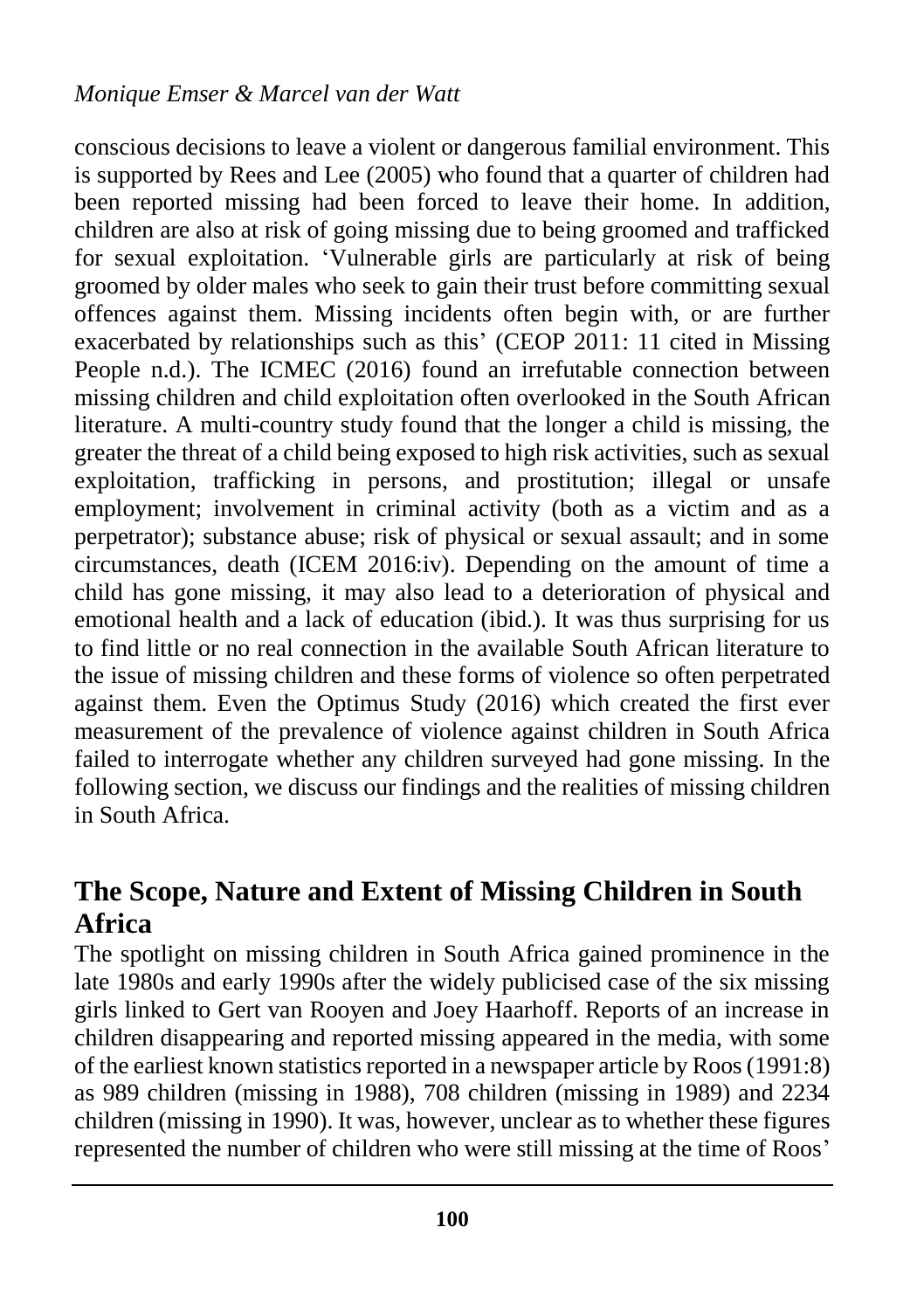conscious decisions to leave a violent or dangerous familial environment. This is supported by Rees and Lee (2005) who found that a quarter of children had been reported missing had been forced to leave their home. In addition, children are also at risk of going missing due to being groomed and trafficked for sexual exploitation. 'Vulnerable girls are particularly at risk of being groomed by older males who seek to gain their trust before committing sexual offences against them. Missing incidents often begin with, or are further exacerbated by relationships such as this' (CEOP 2011: 11 cited in Missing People n.d.). The ICMEC (2016) found an irrefutable connection between missing children and child exploitation often overlooked in the South African literature. A multi-country study found that the longer a child is missing, the greater the threat of a child being exposed to high risk activities, such as sexual exploitation, trafficking in persons, and prostitution; illegal or unsafe employment; involvement in criminal activity (both as a victim and as a perpetrator); substance abuse; risk of physical or sexual assault; and in some circumstances, death (ICEM 2016:iv). Depending on the amount of time a child has gone missing, it may also lead to a deterioration of physical and emotional health and a lack of education (ibid.). It was thus surprising for us to find little or no real connection in the available South African literature to the issue of missing children and these forms of violence so often perpetrated against them. Even the Optimus Study (2016) which created the first ever measurement of the prevalence of violence against children in South Africa failed to interrogate whether any children surveyed had gone missing. In the following section, we discuss our findings and the realities of missing children in South Africa.

## The Scope, Nature and Extent of Missing Children in South Africa

The spotlight on missing children in South Africa gained prominence in the late 1980s and early 1990s after the widely publicised case of the six missing girls linked to Gert van Rooyen and Joey Haarhoff. Reports of an increase in children disappearing and reported missing appeared in the media, with some of the earliest known statistics reported in a newspaper article by Roos (1991:8) as 989 children (missing in 1988), 708 children (missing in 1989) and 2234 children (missing in 1990). It was, however, unclear as to whether these figures represented the number of children who were still missing at the time of Roos'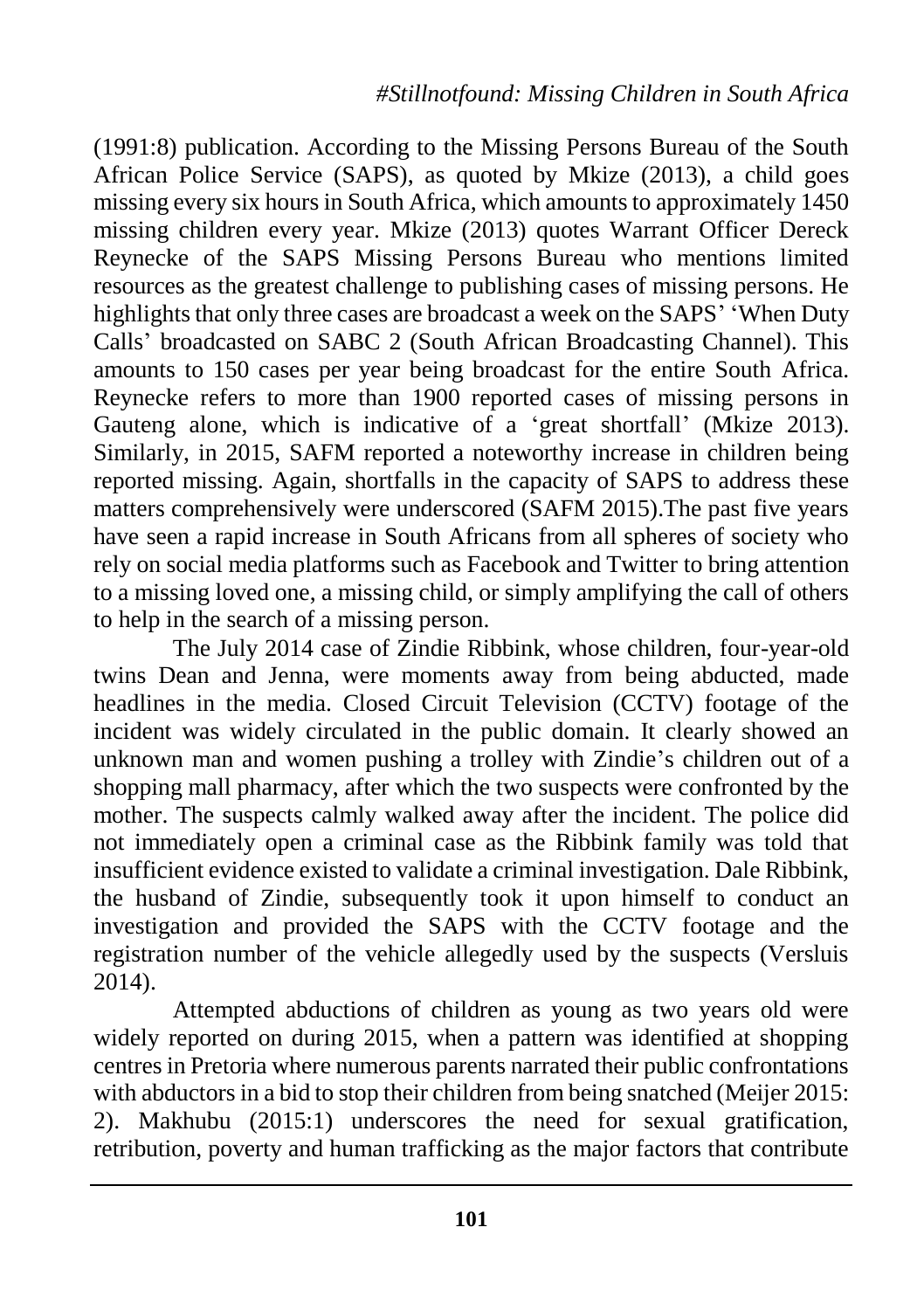(1991:8) publication. According to the Missing Persons Bureau of the South African Police Service (SAPS), as quoted by Mkize (2013), a child goes missing every six hours in South Africa, which amounts to approximately 1450 missing children every year. Mkize (2013) quotes Warrant Officer Dereck Reynecke of the SAPS Missing Persons Bureau who mentions limited resources as the greatest challenge to publishing cases of missing persons. He highlights that only three cases are broadcast a week on the SAPS' 'When Duty Calls' broadcasted on SABC 2 (South African Broadcasting Channel). This amounts to 150 cases per year being broadcast for the entire South Africa. Reynecke refers to more than 1900 reported cases of missing persons in Gauteng alone, which is indicative of a 'great shortfall' (Mkize 2013). Similarly, in 2015, SAFM reported a noteworthy increase in children being reported missing. Again, shortfalls in the capacity of SAPS to address these matters comprehensively were underscored (SAFM 2015).The past five years have seen a rapid increase in South Africans from all spheres of society who rely on social media platforms such as Facebook and Twitter to bring attention to a missing loved one, a missing child, or simply amplifying the call of others to help in the search of a missing person.

The July 2014 case of Zindie Ribbink, whose children, four-year-old twins Dean and Jenna, were moments away from being abducted, made headlines in the media. Closed Circuit Television (CCTV) footage of the incident was widely circulated in the public domain. It clearly showed an unknown man and women pushing a trolley with Zindie's children out of a shopping mall pharmacy, after which the two suspects were confronted by the mother. The suspects calmly walked away after the incident. The police did not immediately open a criminal case as the Ribbink family was told that insufficient evidence existed to validate a criminal investigation. Dale Ribbink, the husband of Zindie, subsequently took it upon himself to conduct an investigation and provided the SAPS with the CCTV footage and the registration number of the vehicle allegedly used by the suspects (Versluis 2014).

Attempted abductions of children as young as two years old were widely reported on during 2015, when a pattern was identified at shopping centres in Pretoria where numerous parents narrated their public confrontations with abductors in a bid to stop their children from being snatched (Meijer 2015: 2). Makhubu (2015:1) underscores the need for sexual gratification, retribution, poverty and human trafficking as the major factors that contribute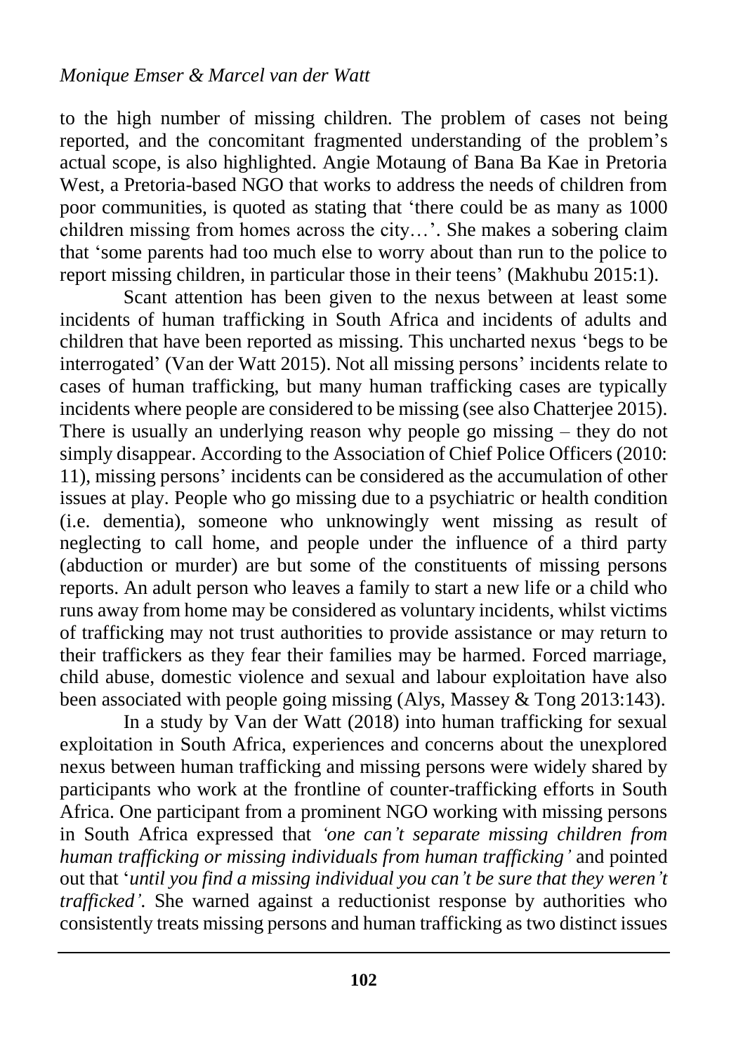to the high number of missing children. The problem of cases not being reported, and the concomitant fragmented understanding of the problem's actual scope, is also highlighted. Angie Motaung of Bana Ba Kae in Pretoria West, a Pretoria-based NGO that works to address the needs of children from poor communities, is quoted as stating that 'there could be as many as 1000 children missing from homes across the city…'. She makes a sobering claim that 'some parents had too much else to worry about than run to the police to report missing children, in particular those in their teens' (Makhubu 2015:1).

Scant attention has been given to the nexus between at least some incidents of human trafficking in South Africa and incidents of adults and children that have been reported as missing. This uncharted nexus 'begs to be interrogated' (Van der Watt 2015). Not all missing persons' incidents relate to cases of human trafficking, but many human trafficking cases are typically incidents where people are considered to be missing (see also Chatterjee 2015). There is usually an underlying reason why people go missing – they do not simply disappear. According to the Association of Chief Police Officers (2010: 11), missing persons' incidents can be considered as the accumulation of other issues at play. People who go missing due to a psychiatric or health condition (i.e. dementia), someone who unknowingly went missing as result of neglecting to call home, and people under the influence of a third party (abduction or murder) are but some of the constituents of missing persons reports. An adult person who leaves a family to start a new life or a child who runs away from home may be considered as voluntary incidents, whilst victims of trafficking may not trust authorities to provide assistance or may return to their traffickers as they fear their families may be harmed. Forced marriage, child abuse, domestic violence and sexual and labour exploitation have also been associated with people going missing (Alys, Massey & Tong 2013:143).

In a study by Van der Watt (2018) into human trafficking for sexual exploitation in South Africa, experiences and concerns about the unexplored nexus between human trafficking and missing persons were widely shared by participants who work at the frontline of counter-trafficking efforts in South Africa. One participant from a prominent NGO working with missing persons in South Africa expressed that *'one can't separate missing children from human trafficking or missing individuals from human trafficking'* and pointed out that '*until you find a missing individual you can't be sure that they weren't trafficked'.* She warned against a reductionist response by authorities who consistently treats missing persons and human trafficking as two distinct issues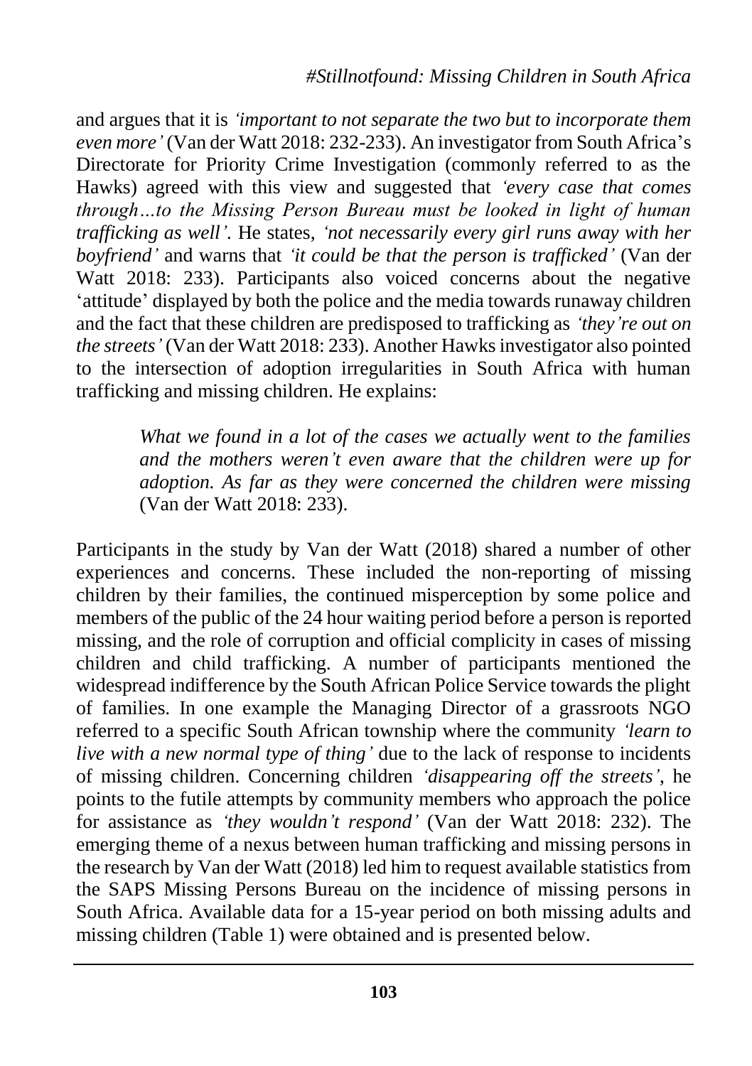and argues that it is *'important to not separate the two but to incorporate them even more'* (Van der Watt 2018: 232-233). An investigator from South Africa's Directorate for Priority Crime Investigation (commonly referred to as the Hawks) agreed with this view and suggested that *'every case that comes through…to the Missing Person Bureau must be looked in light of human trafficking as well'.* He states, *'not necessarily every girl runs away with her boyfriend'* and warns that *'it could be that the person is trafficked'* (Van der Watt 2018: 233). Participants also voiced concerns about the negative 'attitude' displayed by both the police and the media towards runaway children and the fact that these children are predisposed to trafficking as *'they're out on the streets'* (Van der Watt 2018: 233). Another Hawks investigator also pointed to the intersection of adoption irregularities in South Africa with human trafficking and missing children. He explains:

> *What we found in a lot of the cases we actually went to the families and the mothers weren't even aware that the children were up for adoption. As far as they were concerned the children were missing* (Van der Watt 2018: 233).

Participants in the study by Van der Watt (2018) shared a number of other experiences and concerns. These included the non-reporting of missing children by their families, the continued misperception by some police and members of the public of the 24 hour waiting period before a person is reported missing, and the role of corruption and official complicity in cases of missing children and child trafficking. A number of participants mentioned the widespread indifference by the South African Police Service towards the plight of families. In one example the Managing Director of a grassroots NGO referred to a specific South African township where the community *'learn to live with a new normal type of thing'* due to the lack of response to incidents of missing children. Concerning children *'disappearing off the streets'*, he points to the futile attempts by community members who approach the police for assistance as *'they wouldn't respond'* (Van der Watt 2018: 232). The emerging theme of a nexus between human trafficking and missing persons in the research by Van der Watt (2018) led him to request available statistics from the SAPS Missing Persons Bureau on the incidence of missing persons in South Africa. Available data for a 15-year period on both missing adults and missing children (Table 1) were obtained and is presented below.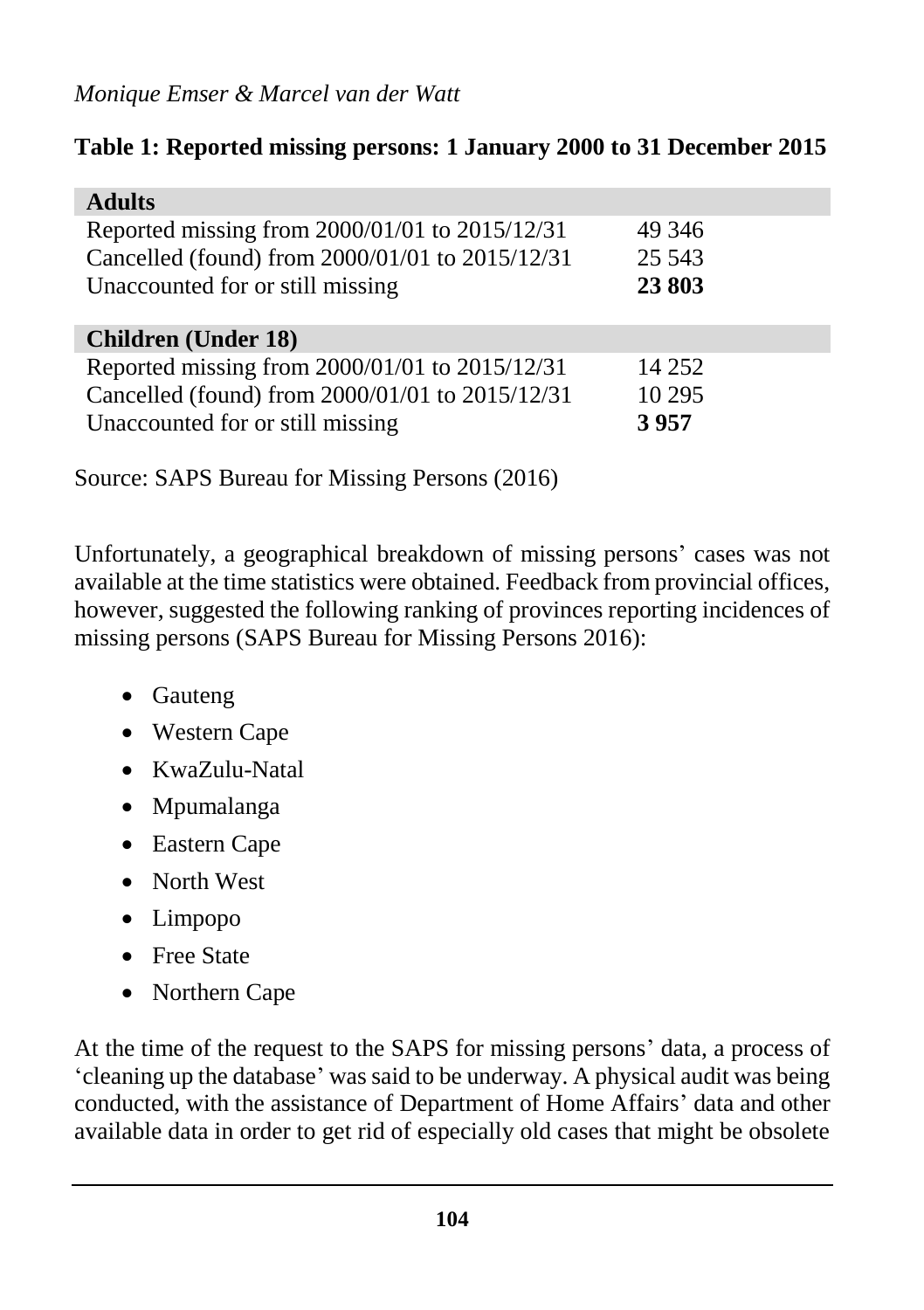**Table 1: Reported missing persons: 1 January 2000 to 31 December 2015**

| **Adults** | |
|---|---|
| Reported missing from 2000/01/01 to 2015/12/31 | 49 346 |
| Cancelled (found) from 2000/01/01 to 2015/12/31 | 25 543 |
| Unaccounted for or still missing | **23 803** |
| **Children (Under 18)** | |
| Reported missing from 2000/01/01 to 2015/12/31 | 14 252 |
| Cancelled (found) from 2000/01/01 to 2015/12/31 | 10 295 |
| Unaccounted for or still missing | **3 957** |

Source: SAPS Bureau for Missing Persons (2016)

Unfortunately, a geographical breakdown of missing persons' cases was not available at the time statistics were obtained. Feedback from provincial offices, however, suggested the following ranking of provinces reporting incidences of missing persons (SAPS Bureau for Missing Persons 2016):

- Gauteng
- Western Cape
- KwaZulu-Natal
- Mpumalanga
- Eastern Cape
- North West
- Limpopo
- Free State
- Northern Cape

At the time of the request to the SAPS for missing persons' data, a process of 'cleaning up the database' was said to be underway. A physical audit was being conducted, with the assistance of Department of Home Affairs' data and other available data in order to get rid of especially old cases that might be obsolete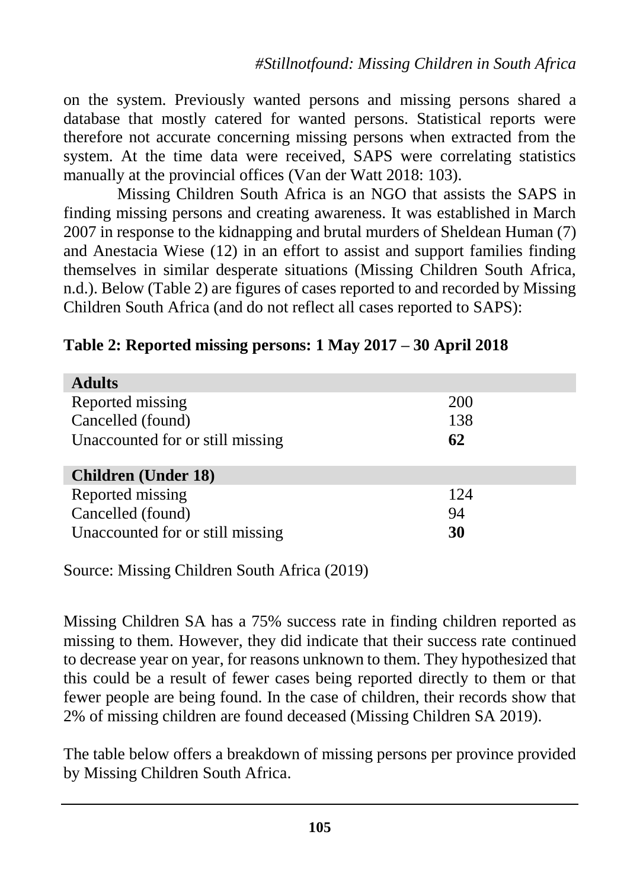on the system. Previously wanted persons and missing persons shared a database that mostly catered for wanted persons. Statistical reports were therefore not accurate concerning missing persons when extracted from the system. At the time data were received, SAPS were correlating statistics manually at the provincial offices (Van der Watt 2018: 103).

Missing Children South Africa is an NGO that assists the SAPS in finding missing persons and creating awareness. It was established in March 2007 in response to the kidnapping and brutal murders of Sheldean Human (7) and Anestacia Wiese (12) in an effort to assist and support families finding themselves in similar desperate situations (Missing Children South Africa, n.d.). Below (Table 2) are figures of cases reported to and recorded by Missing Children South Africa (and do not reflect all cases reported to SAPS):

**Table 2: Reported missing persons: 1 May 2017 – 30 April 2018**

| **Adults** | |
|---|---|
| Reported missing | 200 |
| Cancelled (found) | 138 |
| Unaccounted for or still missing | **62** |
| **Children (Under 18)** | |
| Reported missing | 124 |
| Cancelled (found) | 94 |
| Unaccounted for or still missing | **30** |

Source: Missing Children South Africa (2019)

Missing Children SA has a 75% success rate in finding children reported as missing to them. However, they did indicate that their success rate continued to decrease year on year, for reasons unknown to them. They hypothesized that this could be a result of fewer cases being reported directly to them or that fewer people are being found. In the case of children, their records show that 2% of missing children are found deceased (Missing Children SA 2019).

The table below offers a breakdown of missing persons per province provided by Missing Children South Africa.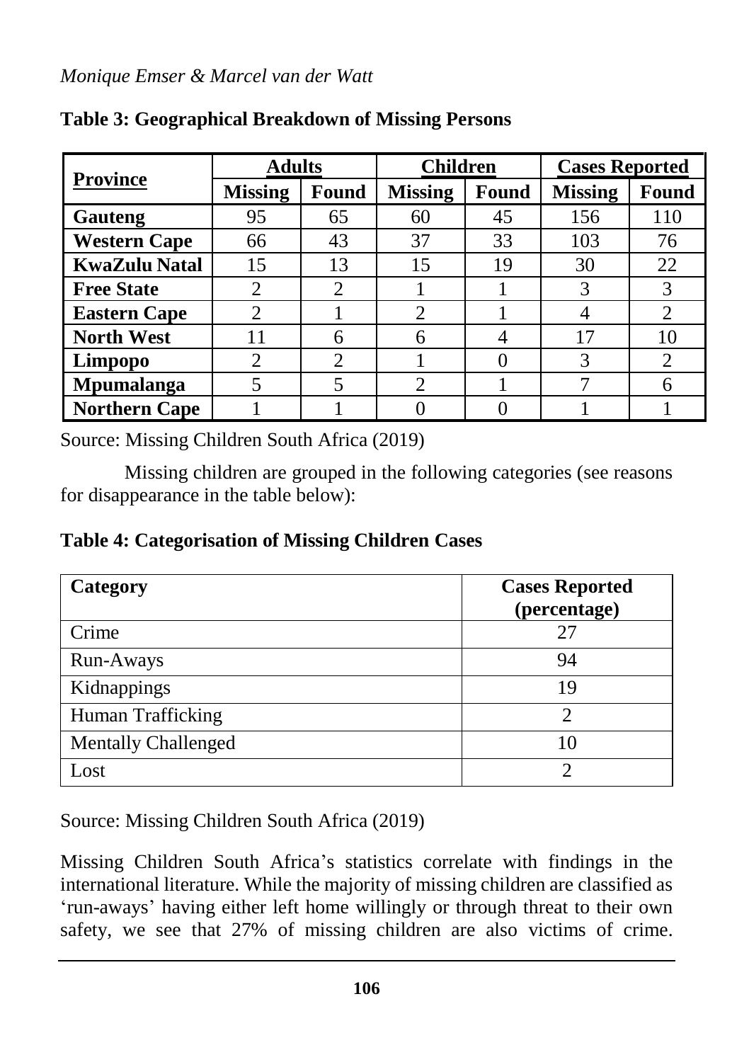**Table 3: Geographical Breakdown of Missing Persons**

| Province | Adults | | Children | | Cases Reported | |
|---|---|---|---|---|---|---|
| | Missing | Found | Missing | Found | Missing | Found |
| **Gauteng** | 95 | 65 | 60 | 45 | 156 | 110 |
| **Western Cape** | 66 | 43 | 37 | 33 | 103 | 76 |
| **KwaZulu Natal** | 15 | 13 | 15 | 19 | 30 | 22 |
| **Free State** | 2 | 2 | 1 | 1 | 3 | 3 |
| **Eastern Cape** | 2 | 1 | 2 | 1 | 4 | 2 |
| **North West** | 11 | 6 | 6 | 4 | 17 | 10 |
| **Limpopo** | 2 | 2 | 1 | 0 | 3 | 2 |
| **Mpumalanga** | 5 | 5 | 2 | 1 | 7 | 6 |
| **Northern Cape** | 1 | 1 | 0 | 0 | 1 | 1 |

Source: Missing Children South Africa (2019)

Missing children are grouped in the following categories (see reasons for disappearance in the table below):

**Table 4: Categorisation of Missing Children Cases**

| Category | Cases Reported (percentage) |
|---|---|
| Crime | 27 |
| Run-Aways | 94 |
| Kidnappings | 19 |
| Human Trafficking | 2 |
| Mentally Challenged | 10 |
| Lost | 2 |

Source: Missing Children South Africa (2019)

Missing Children South Africa's statistics correlate with findings in the international literature. While the majority of missing children are classified as 'run-aways' having either left home willingly or through threat to their own safety, we see that 27% of missing children are also victims of crime.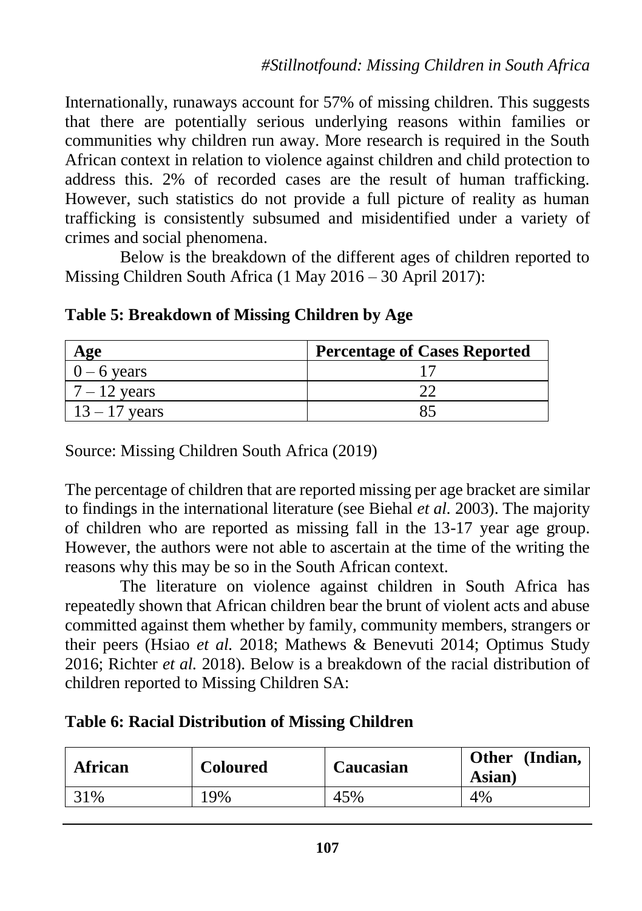Internationally, runaways account for 57% of missing children. This suggests that there are potentially serious underlying reasons within families or communities why children run away. More research is required in the South African context in relation to violence against children and child protection to address this. 2% of recorded cases are the result of human trafficking. However, such statistics do not provide a full picture of reality as human trafficking is consistently subsumed and misidentified under a variety of crimes and social phenomena.

Below is the breakdown of the different ages of children reported to Missing Children South Africa (1 May 2016 – 30 April 2017):

**Table 5: Breakdown of Missing Children by Age**

| Age | Percentage of Cases Reported |
|---|---|
| 0 – 6 years | 17 |
| 7 – 12 years | 22 |
| 13 – 17 years | 85 |

Source: Missing Children South Africa (2019)

The percentage of children that are reported missing per age bracket are similar to findings in the international literature (see Biehal *et al.* 2003). The majority of children who are reported as missing fall in the 13-17 year age group. However, the authors were not able to ascertain at the time of the writing the reasons why this may be so in the South African context.

The literature on violence against children in South Africa has repeatedly shown that African children bear the brunt of violent acts and abuse committed against them whether by family, community members, strangers or their peers (Hsiao *et al.* 2018; Mathews & Benevuti 2014; Optimus Study 2016; Richter *et al.* 2018). Below is a breakdown of the racial distribution of children reported to Missing Children SA:

**Table 6: Racial Distribution of Missing Children**

| African | Coloured | Caucasian | Other (Indian, Asian) |
|---|---|---|---|
| 31% | 19% | 45% | 4% |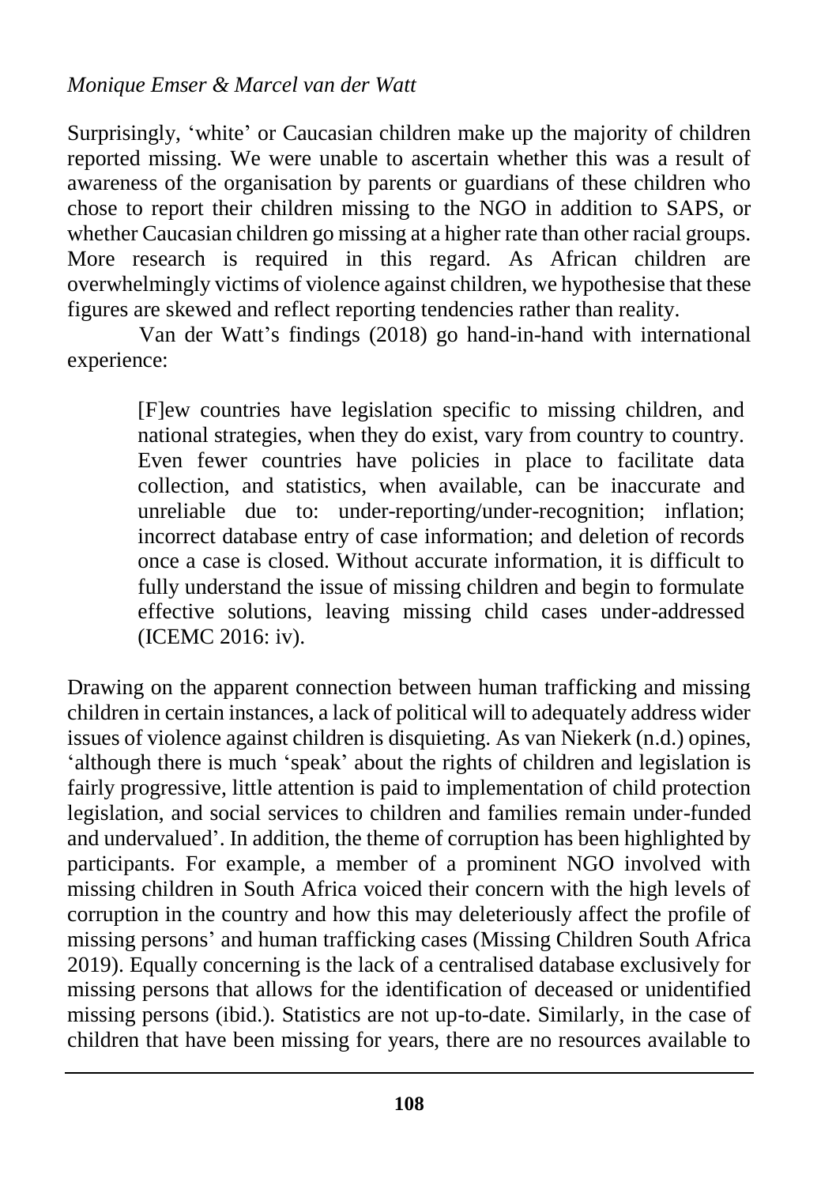Surprisingly, 'white' or Caucasian children make up the majority of children reported missing. We were unable to ascertain whether this was a result of awareness of the organisation by parents or guardians of these children who chose to report their children missing to the NGO in addition to SAPS, or whether Caucasian children go missing at a higher rate than other racial groups. More research is required in this regard. As African children are overwhelmingly victims of violence against children, we hypothesise that these figures are skewed and reflect reporting tendencies rather than reality.

Van der Watt's findings (2018) go hand-in-hand with international experience:

> [F]ew countries have legislation specific to missing children, and national strategies, when they do exist, vary from country to country. Even fewer countries have policies in place to facilitate data collection, and statistics, when available, can be inaccurate and unreliable due to: under-reporting/under-recognition; inflation; incorrect database entry of case information; and deletion of records once a case is closed. Without accurate information, it is difficult to fully understand the issue of missing children and begin to formulate effective solutions, leaving missing child cases under-addressed (ICEMC 2016: iv).

Drawing on the apparent connection between human trafficking and missing children in certain instances, a lack of political will to adequately address wider issues of violence against children is disquieting. As van Niekerk (n.d.) opines, 'although there is much 'speak' about the rights of children and legislation is fairly progressive, little attention is paid to implementation of child protection legislation, and social services to children and families remain under-funded and undervalued'. In addition, the theme of corruption has been highlighted by participants. For example, a member of a prominent NGO involved with missing children in South Africa voiced their concern with the high levels of corruption in the country and how this may deleteriously affect the profile of missing persons' and human trafficking cases (Missing Children South Africa 2019). Equally concerning is the lack of a centralised database exclusively for missing persons that allows for the identification of deceased or unidentified missing persons (ibid.). Statistics are not up-to-date. Similarly, in the case of children that have been missing for years, there are no resources available to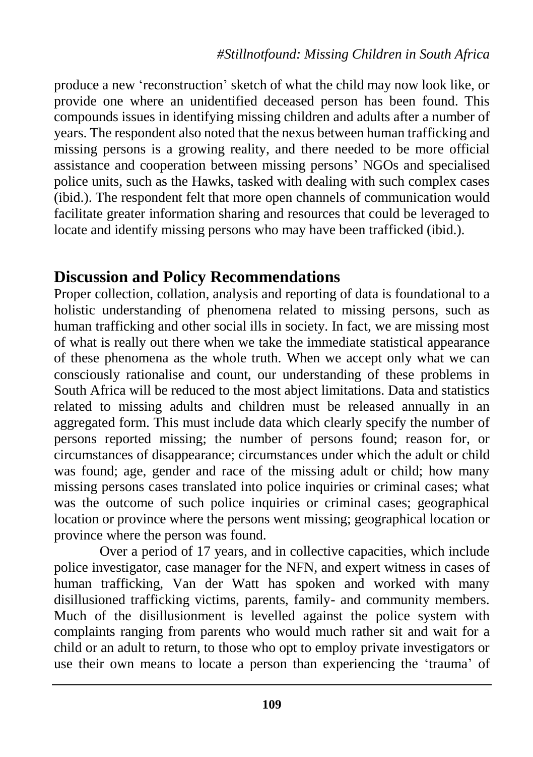produce a new 'reconstruction' sketch of what the child may now look like, or provide one where an unidentified deceased person has been found. This compounds issues in identifying missing children and adults after a number of years. The respondent also noted that the nexus between human trafficking and missing persons is a growing reality, and there needed to be more official assistance and cooperation between missing persons' NGOs and specialised police units, such as the Hawks, tasked with dealing with such complex cases (ibid.). The respondent felt that more open channels of communication would facilitate greater information sharing and resources that could be leveraged to locate and identify missing persons who may have been trafficked (ibid.).

## Discussion and Policy Recommendations

Proper collection, collation, analysis and reporting of data is foundational to a holistic understanding of phenomena related to missing persons, such as human trafficking and other social ills in society. In fact, we are missing most of what is really out there when we take the immediate statistical appearance of these phenomena as the whole truth. When we accept only what we can consciously rationalise and count, our understanding of these problems in South Africa will be reduced to the most abject limitations. Data and statistics related to missing adults and children must be released annually in an aggregated form. This must include data which clearly specify the number of persons reported missing; the number of persons found; reason for, or circumstances of disappearance; circumstances under which the adult or child was found; age, gender and race of the missing adult or child; how many missing persons cases translated into police inquiries or criminal cases; what was the outcome of such police inquiries or criminal cases; geographical location or province where the persons went missing; geographical location or province where the person was found.

Over a period of 17 years, and in collective capacities, which include police investigator, case manager for the NFN, and expert witness in cases of human trafficking, Van der Watt has spoken and worked with many disillusioned trafficking victims, parents, family- and community members. Much of the disillusionment is levelled against the police system with complaints ranging from parents who would much rather sit and wait for a child or an adult to return, to those who opt to employ private investigators or use their own means to locate a person than experiencing the 'trauma' of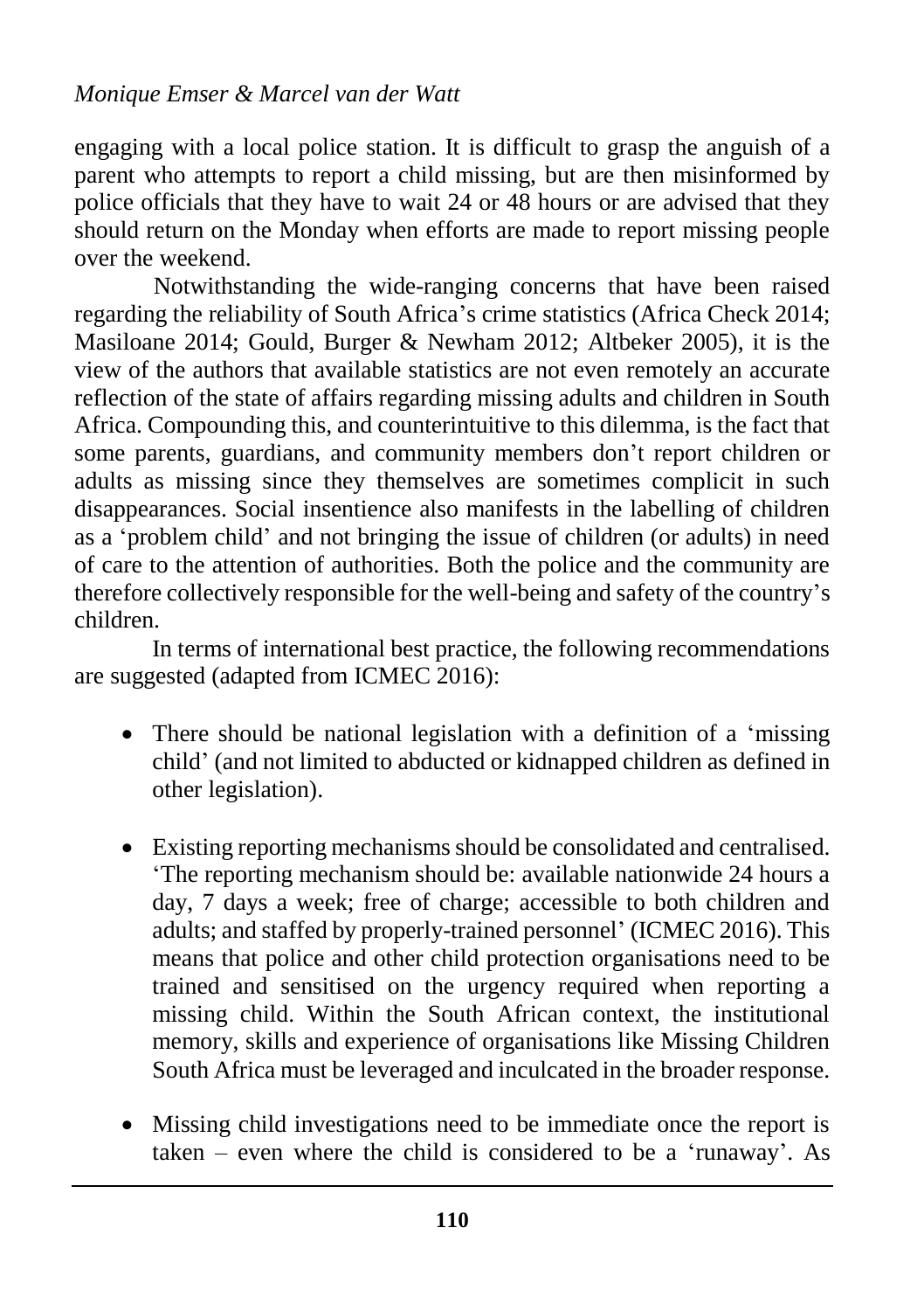engaging with a local police station. It is difficult to grasp the anguish of a parent who attempts to report a child missing, but are then misinformed by police officials that they have to wait 24 or 48 hours or are advised that they should return on the Monday when efforts are made to report missing people over the weekend.

Notwithstanding the wide-ranging concerns that have been raised regarding the reliability of South Africa's crime statistics (Africa Check 2014; Masiloane 2014; Gould, Burger & Newham 2012; Altbeker 2005), it is the view of the authors that available statistics are not even remotely an accurate reflection of the state of affairs regarding missing adults and children in South Africa. Compounding this, and counterintuitive to this dilemma, is the fact that some parents, guardians, and community members don't report children or adults as missing since they themselves are sometimes complicit in such disappearances. Social insentience also manifests in the labelling of children as a 'problem child' and not bringing the issue of children (or adults) in need of care to the attention of authorities. Both the police and the community are therefore collectively responsible for the well-being and safety of the country's children.

In terms of international best practice, the following recommendations are suggested (adapted from ICMEC 2016):

- There should be national legislation with a definition of a 'missing child' (and not limited to abducted or kidnapped children as defined in other legislation).

- Existing reporting mechanisms should be consolidated and centralised. 'The reporting mechanism should be: available nationwide 24 hours a day, 7 days a week; free of charge; accessible to both children and adults; and staffed by properly-trained personnel' (ICMEC 2016). This means that police and other child protection organisations need to be trained and sensitised on the urgency required when reporting a missing child. Within the South African context, the institutional memory, skills and experience of organisations like Missing Children South Africa must be leveraged and inculcated in the broader response.

- Missing child investigations need to be immediate once the report is taken – even where the child is considered to be a 'runaway'. As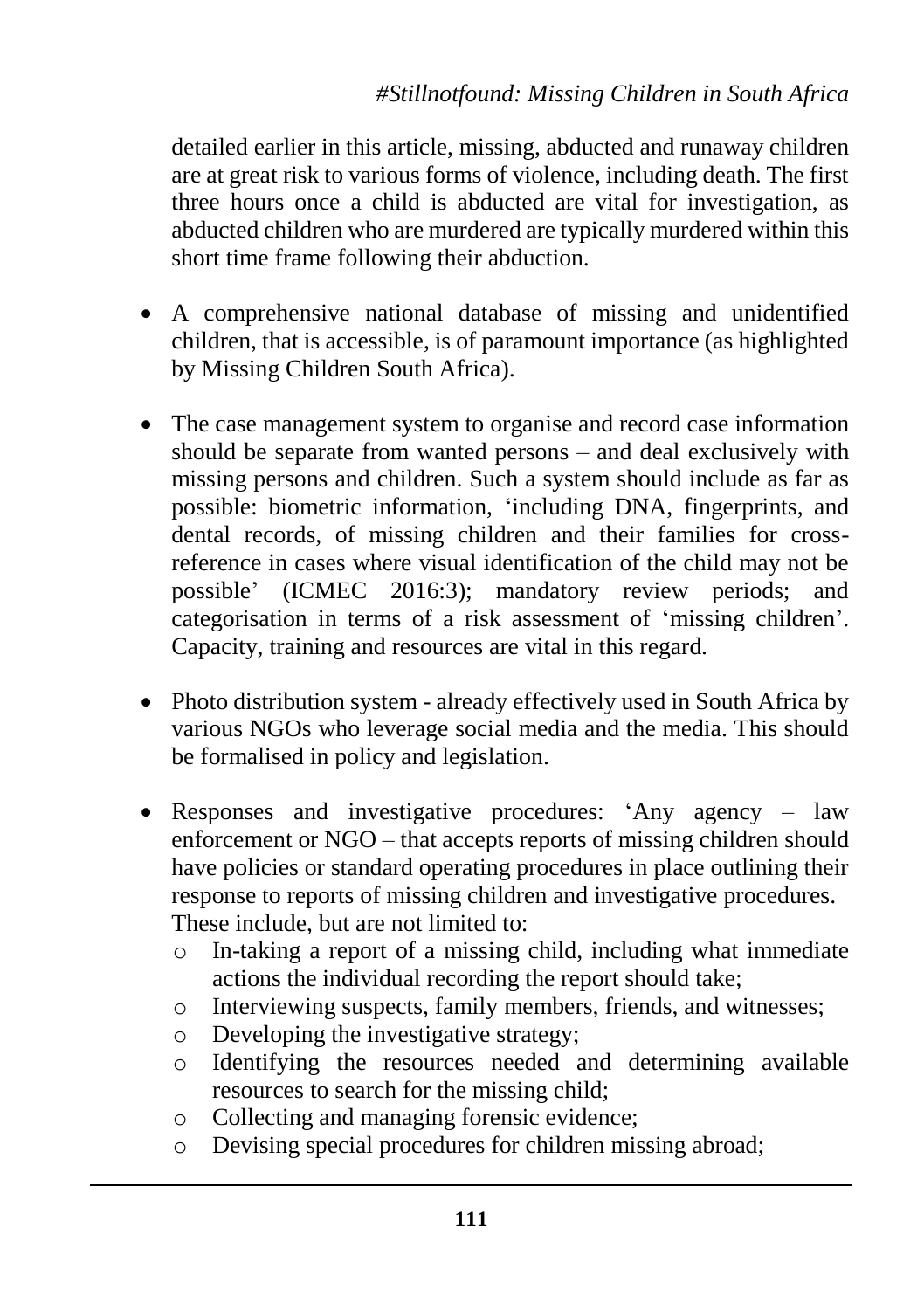detailed earlier in this article, missing, abducted and runaway children are at great risk to various forms of violence, including death. The first three hours once a child is abducted are vital for investigation, as abducted children who are murdered are typically murdered within this short time frame following their abduction.

- A comprehensive national database of missing and unidentified children, that is accessible, is of paramount importance (as highlighted by Missing Children South Africa).
- The case management system to organise and record case information should be separate from wanted persons – and deal exclusively with missing persons and children. Such a system should include as far as possible: biometric information, 'including DNA, fingerprints, and dental records, of missing children and their families for cross-reference in cases where visual identification of the child may not be possible' (ICMEC 2016:3); mandatory review periods; and categorisation in terms of a risk assessment of 'missing children'. Capacity, training and resources are vital in this regard.
- Photo distribution system - already effectively used in South Africa by various NGOs who leverage social media and the media. This should be formalised in policy and legislation.
- Responses and investigative procedures: 'Any agency – law enforcement or NGO – that accepts reports of missing children should have policies or standard operating procedures in place outlining their response to reports of missing children and investigative procedures. These include, but are not limited to:
    - In-taking a report of a missing child, including what immediate actions the individual recording the report should take;
    - Interviewing suspects, family members, friends, and witnesses;
    - Developing the investigative strategy;
    - Identifying the resources needed and determining available resources to search for the missing child;
    - Collecting and managing forensic evidence;
    - Devising special procedures for children missing abroad;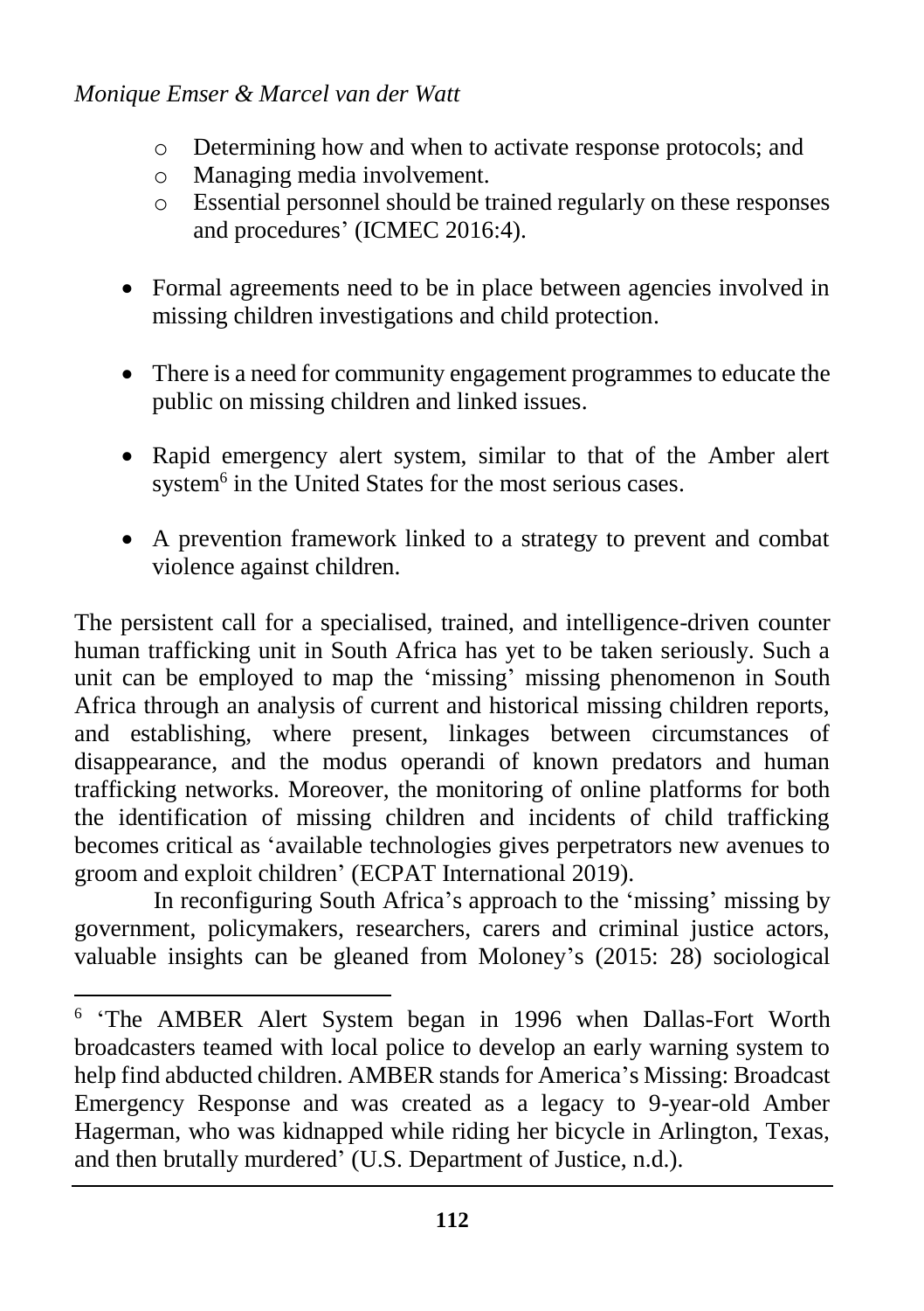- Determining how and when to activate response protocols; and
  - Managing media involvement.
  - Essential personnel should be trained regularly on these responses and procedures' (ICMEC 2016:4).

- Formal agreements need to be in place between agencies involved in missing children investigations and child protection.

- There is a need for community engagement programmes to educate the public on missing children and linked issues.

- Rapid emergency alert system, similar to that of the Amber alert system[6] in the United States for the most serious cases.

- A prevention framework linked to a strategy to prevent and combat violence against children.

The persistent call for a specialised, trained, and intelligence-driven counter human trafficking unit in South Africa has yet to be taken seriously. Such a unit can be employed to map the 'missing' missing phenomenon in South Africa through an analysis of current and historical missing children reports, and establishing, where present, linkages between circumstances of disappearance, and the modus operandi of known predators and human trafficking networks. Moreover, the monitoring of online platforms for both the identification of missing children and incidents of child trafficking becomes critical as 'available technologies gives perpetrators new avenues to groom and exploit children' (ECPAT International 2019).

In reconfiguring South Africa's approach to the 'missing' missing by government, policymakers, researchers, carers and criminal justice actors, valuable insights can be gleaned from Moloney's (2015: 28) sociological

---

[6] 'The AMBER Alert System began in 1996 when Dallas-Fort Worth broadcasters teamed with local police to develop an early warning system to help find abducted children. AMBER stands for America's Missing: Broadcast Emergency Response and was created as a legacy to 9-year-old Amber Hagerman, who was kidnapped while riding her bicycle in Arlington, Texas, and then brutally murdered' (U.S. Department of Justice, n.d.).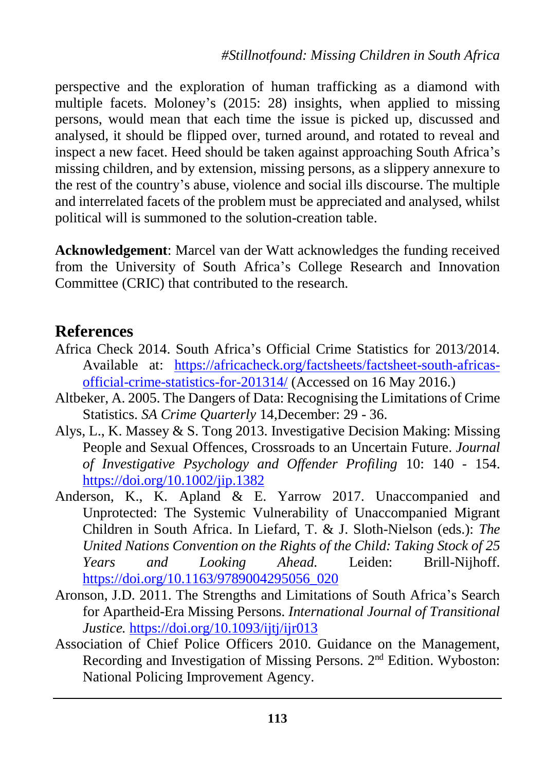perspective and the exploration of human trafficking as a diamond with multiple facets. Moloney's (2015: 28) insights, when applied to missing persons, would mean that each time the issue is picked up, discussed and analysed, it should be flipped over, turned around, and rotated to reveal and inspect a new facet. Heed should be taken against approaching South Africa's missing children, and by extension, missing persons, as a slippery annexure to the rest of the country's abuse, violence and social ills discourse. The multiple and interrelated facets of the problem must be appreciated and analysed, whilst political will is summoned to the solution-creation table.

**Acknowledgement**: Marcel van der Watt acknowledges the funding received from the University of South Africa's College Research and Innovation Committee (CRIC) that contributed to the research.

## References

Africa Check 2014. South Africa's Official Crime Statistics for 2013/2014. Available at: https://africacheck.org/factsheets/factsheet-south-africas-official-crime-statistics-for-201314/ (Accessed on 16 May 2016.)

Altbeker, A. 2005. The Dangers of Data: Recognising the Limitations of Crime Statistics. *SA Crime Quarterly* 14,December: 29 - 36.

Alys, L., K. Massey & S. Tong 2013. Investigative Decision Making: Missing People and Sexual Offences, Crossroads to an Uncertain Future. *Journal of Investigative Psychology and Offender Profiling* 10: 140 - 154. https://doi.org/10.1002/jip.1382

Anderson, K., K. Apland & E. Yarrow 2017. Unaccompanied and Unprotected: The Systemic Vulnerability of Unaccompanied Migrant Children in South Africa. In Liefard, T. & J. Sloth-Nielson (eds.): *The United Nations Convention on the Rights of the Child: Taking Stock of 25 Years and Looking Ahead.* Leiden: Brill-Nijhoff. https://doi.org/10.1163/9789004295056_020

Aronson, J.D. 2011. The Strengths and Limitations of South Africa's Search for Apartheid-Era Missing Persons. *International Journal of Transitional Justice.* https://doi.org/10.1093/ijtj/ijr013

Association of Chief Police Officers 2010. Guidance on the Management, Recording and Investigation of Missing Persons. 2nd Edition. Wyboston: National Policing Improvement Agency.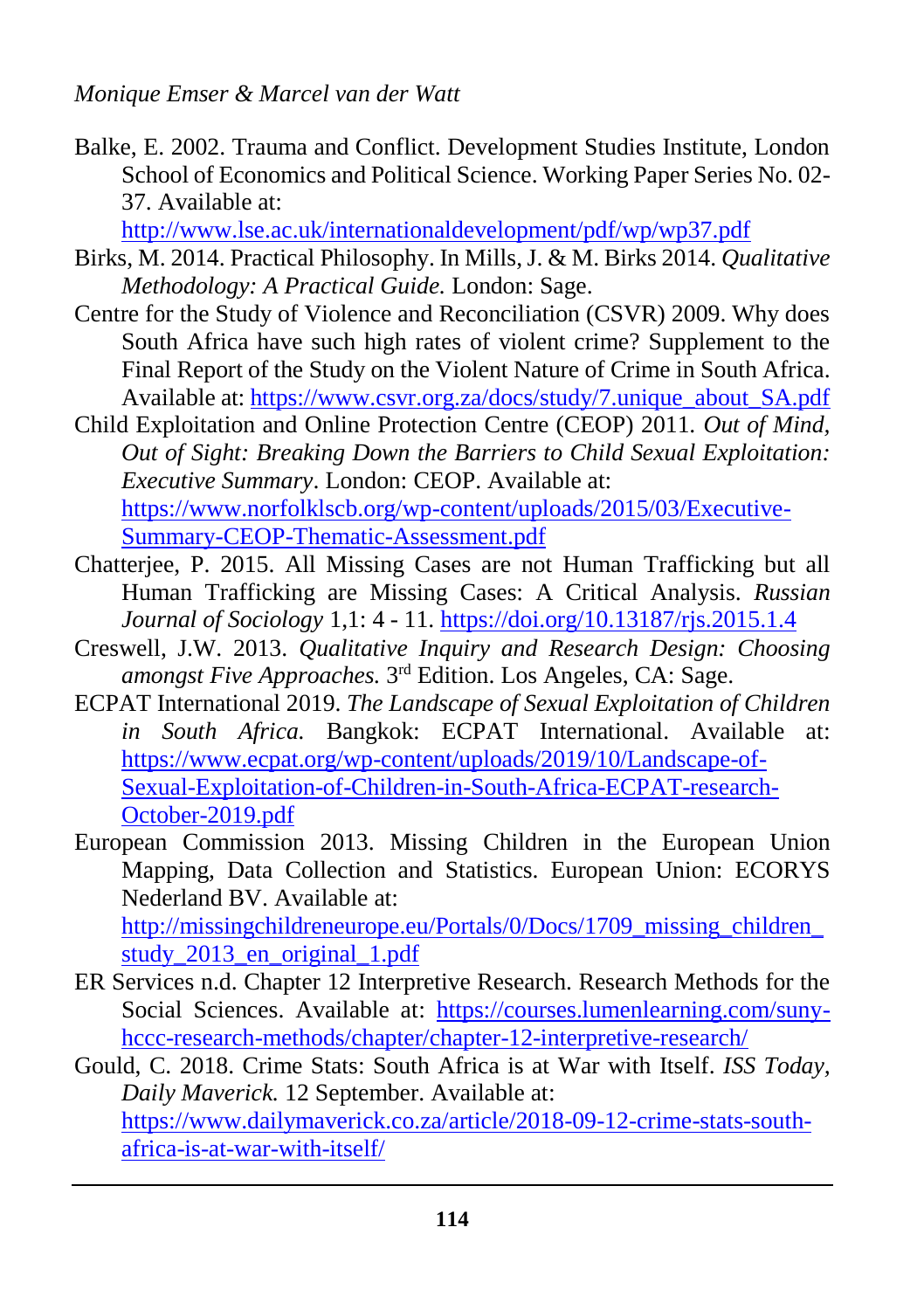Balke, E. 2002. Trauma and Conflict. Development Studies Institute, London School of Economics and Political Science. Working Paper Series No. 02-37. Available at: http://www.lse.ac.uk/internationaldevelopment/pdf/wp/wp37.pdf

Birks, M. 2014. Practical Philosophy. In Mills, J. & M. Birks 2014. *Qualitative Methodology: A Practical Guide.* London: Sage.

Centre for the Study of Violence and Reconciliation (CSVR) 2009. Why does South Africa have such high rates of violent crime? Supplement to the Final Report of the Study on the Violent Nature of Crime in South Africa. Available at: https://www.csvr.org.za/docs/study/7.unique_about_SA.pdf

Child Exploitation and Online Protection Centre (CEOP) 2011. *Out of Mind, Out of Sight: Breaking Down the Barriers to Child Sexual Exploitation: Executive Summary*. London: CEOP. Available at: https://www.norfolklscb.org/wp-content/uploads/2015/03/Executive-Summary-CEOP-Thematic-Assessment.pdf

Chatterjee, P. 2015. All Missing Cases are not Human Trafficking but all Human Trafficking are Missing Cases: A Critical Analysis. *Russian Journal of Sociology* 1,1: 4 - 11. https://doi.org/10.13187/rjs.2015.1.4

Creswell, J.W. 2013. *Qualitative Inquiry and Research Design: Choosing amongst Five Approaches.* 3rd Edition. Los Angeles, CA: Sage.

ECPAT International 2019. *The Landscape of Sexual Exploitation of Children in South Africa.* Bangkok: ECPAT International. Available at: https://www.ecpat.org/wp-content/uploads/2019/10/Landscape-of-Sexual-Exploitation-of-Children-in-South-Africa-ECPAT-research-October-2019.pdf

European Commission 2013. Missing Children in the European Union Mapping, Data Collection and Statistics. European Union: ECORYS Nederland BV. Available at: http://missingchildreneurope.eu/Portals/0/Docs/1709_missing_children_study_2013_en_original_1.pdf

ER Services n.d. Chapter 12 Interpretive Research. Research Methods for the Social Sciences. Available at: https://courses.lumenlearning.com/suny-hccc-research-methods/chapter/chapter-12-interpretive-research/

Gould, C. 2018. Crime Stats: South Africa is at War with Itself. *ISS Today, Daily Maverick.* 12 September. Available at: https://www.dailymaverick.co.za/article/2018-09-12-crime-stats-south-africa-is-at-war-with-itself/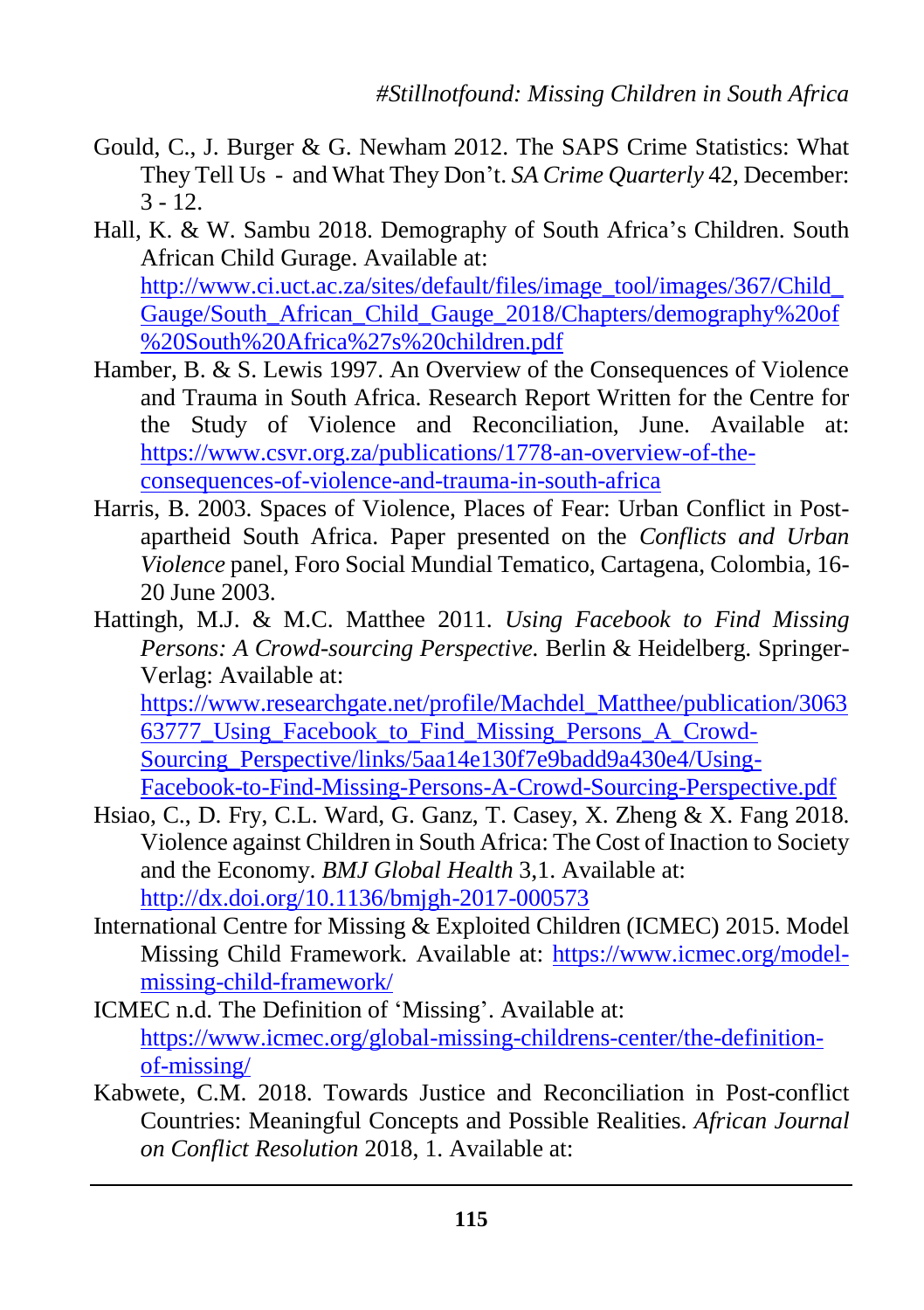Gould, C., J. Burger & G. Newham 2012. The SAPS Crime Statistics: What They Tell Us - and What They Don't. *SA Crime Quarterly* 42, December: 3 - 12.

Hall, K. & W. Sambu 2018. Demography of South Africa's Children. South African Child Gurage. Available at: http://www.ci.uct.ac.za/sites/default/files/image_tool/images/367/Child_Gauge/South_African_Child_Gauge_2018/Chapters/demography%20of%20South%20Africa%27s%20children.pdf

Hamber, B. & S. Lewis 1997. An Overview of the Consequences of Violence and Trauma in South Africa. Research Report Written for the Centre for the Study of Violence and Reconciliation, June. Available at: https://www.csvr.org.za/publications/1778-an-overview-of-the-consequences-of-violence-and-trauma-in-south-africa

Harris, B. 2003. Spaces of Violence, Places of Fear: Urban Conflict in Post-apartheid South Africa. Paper presented on the *Conflicts and Urban Violence* panel, Foro Social Mundial Tematico, Cartagena, Colombia, 16-20 June 2003.

Hattingh, M.J. & M.C. Matthee 2011. *Using Facebook to Find Missing Persons: A Crowd-sourcing Perspective.* Berlin & Heidelberg. Springer-Verlag: Available at: https://www.researchgate.net/profile/Machdel_Matthee/publication/306363777_Using_Facebook_to_Find_Missing_Persons_A_Crowd-Sourcing_Perspective/links/5aa14e130f7e9badd9a430e4/Using-Facebook-to-Find-Missing-Persons-A-Crowd-Sourcing-Perspective.pdf

Hsiao, C., D. Fry, C.L. Ward, G. Ganz, T. Casey, X. Zheng & X. Fang 2018. Violence against Children in South Africa: The Cost of Inaction to Society and the Economy. *BMJ Global Health* 3,1. Available at: http://dx.doi.org/10.1136/bmjgh-2017-000573

International Centre for Missing & Exploited Children (ICMEC) 2015. Model Missing Child Framework. Available at: https://www.icmec.org/model-missing-child-framework/

ICMEC n.d. The Definition of 'Missing'. Available at: https://www.icmec.org/global-missing-childrens-center/the-definition-of-missing/

Kabwete, C.M. 2018. Towards Justice and Reconciliation in Post-conflict Countries: Meaningful Concepts and Possible Realities. *African Journal on Conflict Resolution* 2018, 1. Available at: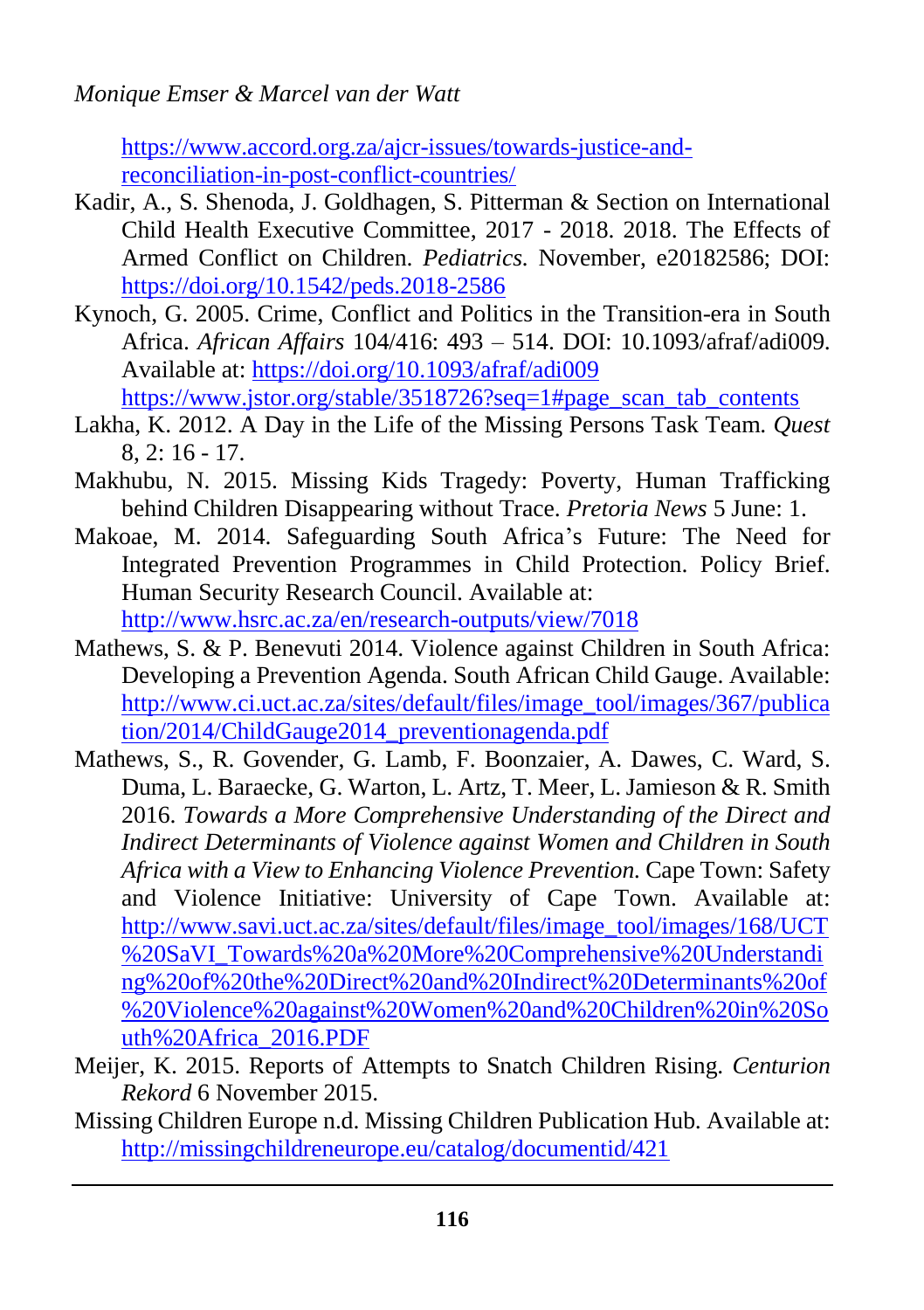https://www.accord.org.za/ajcr-issues/towards-justice-and-reconciliation-in-post-conflict-countries/

Kadir, A., S. Shenoda, J. Goldhagen, S. Pitterman & Section on International Child Health Executive Committee, 2017 - 2018. 2018. The Effects of Armed Conflict on Children. *Pediatrics.* November, e20182586; DOI: https://doi.org/10.1542/peds.2018-2586

Kynoch, G. 2005. Crime, Conflict and Politics in the Transition-era in South Africa. *African Affairs* 104/416: 493 – 514. DOI: 10.1093/afraf/adi009. Available at: https://doi.org/10.1093/afraf/adi009 https://www.jstor.org/stable/3518726?seq=1#page_scan_tab_contents

Lakha, K. 2012. A Day in the Life of the Missing Persons Task Team. *Quest* 8, 2: 16 - 17.

Makhubu, N. 2015. Missing Kids Tragedy: Poverty, Human Trafficking behind Children Disappearing without Trace. *Pretoria News* 5 June: 1.

Makoae, M. 2014. Safeguarding South Africa's Future: The Need for Integrated Prevention Programmes in Child Protection. Policy Brief. Human Security Research Council. Available at: http://www.hsrc.ac.za/en/research-outputs/view/7018

Mathews, S. & P. Benevuti 2014. Violence against Children in South Africa: Developing a Prevention Agenda. South African Child Gauge. Available: http://www.ci.uct.ac.za/sites/default/files/image_tool/images/367/publication/2014/ChildGauge2014_preventionagenda.pdf

Mathews, S., R. Govender, G. Lamb, F. Boonzaier, A. Dawes, C. Ward, S. Duma, L. Baraecke, G. Warton, L. Artz, T. Meer, L. Jamieson & R. Smith 2016. *Towards a More Comprehensive Understanding of the Direct and Indirect Determinants of Violence against Women and Children in South Africa with a View to Enhancing Violence Prevention.* Cape Town: Safety and Violence Initiative: University of Cape Town. Available at: http://www.savi.uct.ac.za/sites/default/files/image_tool/images/168/UCT%20SaVI_Towards%20a%20More%20Comprehensive%20Understanding%20of%20the%20Direct%20and%20Indirect%20Determinants%20of%20Violence%20against%20Women%20and%20Children%20in%20South%20Africa_2016.PDF

Meijer, K. 2015. Reports of Attempts to Snatch Children Rising. *Centurion Rekord* 6 November 2015.

Missing Children Europe n.d. Missing Children Publication Hub. Available at: http://missingchildreneurope.eu/catalog/documentid/421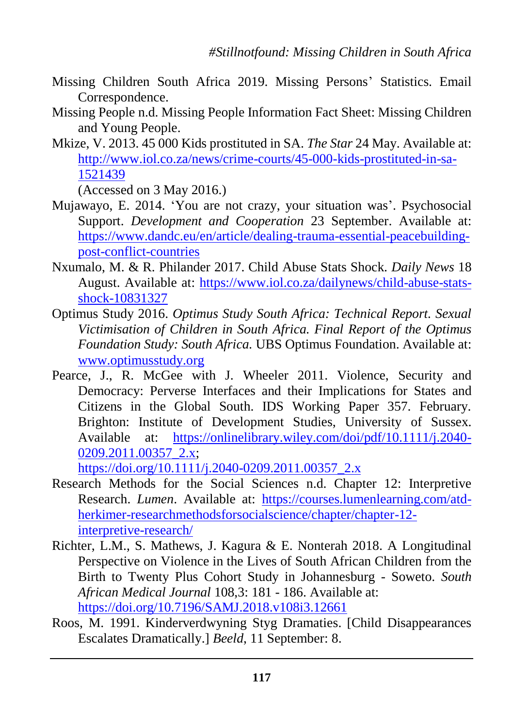Missing Children South Africa 2019. Missing Persons' Statistics. Email Correspondence.

Missing People n.d. Missing People Information Fact Sheet: Missing Children and Young People.

Mkize, V. 2013. 45 000 Kids prostituted in SA. *The Star* 24 May. Available at: http://www.iol.co.za/news/crime-courts/45-000-kids-prostituted-in-sa-1521439 (Accessed on 3 May 2016.)

Mujawayo, E. 2014. 'You are not crazy, your situation was'. Psychosocial Support. *Development and Cooperation* 23 September. Available at: https://www.dandc.eu/en/article/dealing-trauma-essential-peacebuilding-post-conflict-countries

Nxumalo, M. & R. Philander 2017. Child Abuse Stats Shock. *Daily News* 18 August. Available at: https://www.iol.co.za/dailynews/child-abuse-stats-shock-10831327

Optimus Study 2016. *Optimus Study South Africa: Technical Report. Sexual Victimisation of Children in South Africa. Final Report of the Optimus Foundation Study: South Africa.* UBS Optimus Foundation. Available at: www.optimusstudy.org

Pearce, J., R. McGee with J. Wheeler 2011. Violence, Security and Democracy: Perverse Interfaces and their Implications for States and Citizens in the Global South. IDS Working Paper 357. February. Brighton: Institute of Development Studies, University of Sussex. Available at: https://onlinelibrary.wiley.com/doi/pdf/10.1111/j.2040-0209.2011.00357_2.x; https://doi.org/10.1111/j.2040-0209.2011.00357_2.x

Research Methods for the Social Sciences n.d. Chapter 12: Interpretive Research. *Lumen*. Available at: https://courses.lumenlearning.com/atd-herkimer-researchmethodsforsocialscience/chapter/chapter-12-interpretive-research/

Richter, L.M., S. Mathews, J. Kagura & E. Nonterah 2018. A Longitudinal Perspective on Violence in the Lives of South African Children from the Birth to Twenty Plus Cohort Study in Johannesburg - Soweto. *South African Medical Journal* 108,3: 181 - 186. Available at: https://doi.org/10.7196/SAMJ.2018.v108i3.12661

Roos, M. 1991. Kinderverdwyning Styg Dramaties. [Child Disappearances Escalates Dramatically.] *Beeld*, 11 September: 8.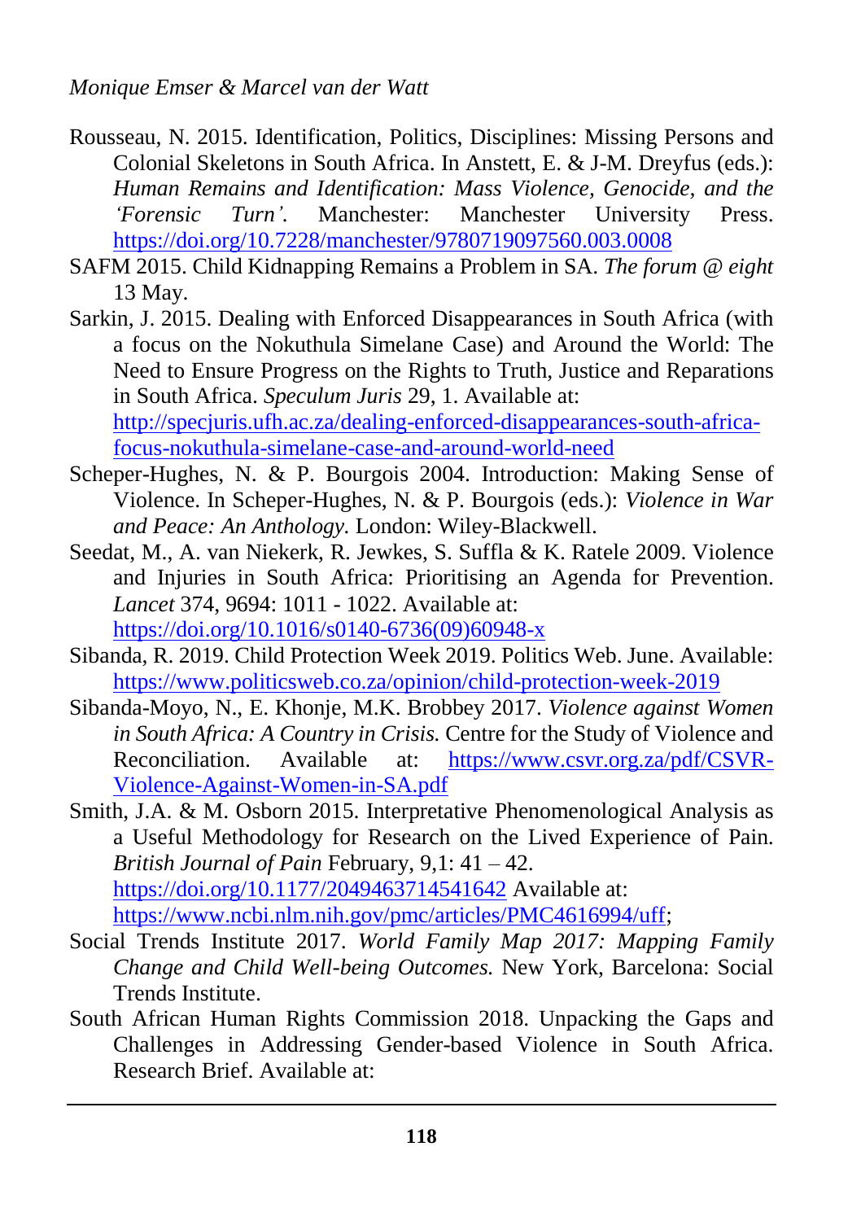Rousseau, N. 2015. Identification, Politics, Disciplines: Missing Persons and Colonial Skeletons in South Africa. In Anstett, E. & J-M. Dreyfus (eds.): *Human Remains and Identification: Mass Violence, Genocide, and the 'Forensic Turn'*. Manchester: Manchester University Press. https://doi.org/10.7228/manchester/9780719097560.003.0008

SAFM 2015. Child Kidnapping Remains a Problem in SA. *The forum @ eight* 13 May.

Sarkin, J. 2015. Dealing with Enforced Disappearances in South Africa (with a focus on the Nokuthula Simelane Case) and Around the World: The Need to Ensure Progress on the Rights to Truth, Justice and Reparations in South Africa. *Speculum Juris* 29, 1. Available at: http://specjuris.ufh.ac.za/dealing-enforced-disappearances-south-africa-focus-nokuthula-simelane-case-and-around-world-need

Scheper-Hughes, N. & P. Bourgois 2004. Introduction: Making Sense of Violence. In Scheper-Hughes, N. & P. Bourgois (eds.): *Violence in War and Peace: An Anthology.* London: Wiley-Blackwell.

Seedat, M., A. van Niekerk, R. Jewkes, S. Suffla & K. Ratele 2009. Violence and Injuries in South Africa: Prioritising an Agenda for Prevention. *Lancet* 374, 9694: 1011 - 1022. Available at: https://doi.org/10.1016/s0140-6736(09)60948-x

Sibanda, R. 2019. Child Protection Week 2019. Politics Web. June. Available: https://www.politicsweb.co.za/opinion/child-protection-week-2019

Sibanda-Moyo, N., E. Khonje, M.K. Brobbey 2017. *Violence against Women in South Africa: A Country in Crisis.* Centre for the Study of Violence and Reconciliation. Available at: https://www.csvr.org.za/pdf/CSVR-Violence-Against-Women-in-SA.pdf

Smith, J.A. & M. Osborn 2015. Interpretative Phenomenological Analysis as a Useful Methodology for Research on the Lived Experience of Pain. *British Journal of Pain* February, 9,1: 41 – 42. https://doi.org/10.1177/2049463714541642 Available at: https://www.ncbi.nlm.nih.gov/pmc/articles/PMC4616994/uff;

Social Trends Institute 2017. *World Family Map 2017: Mapping Family Change and Child Well-being Outcomes.* New York, Barcelona: Social Trends Institute.

South African Human Rights Commission 2018. Unpacking the Gaps and Challenges in Addressing Gender-based Violence in South Africa. Research Brief. Available at: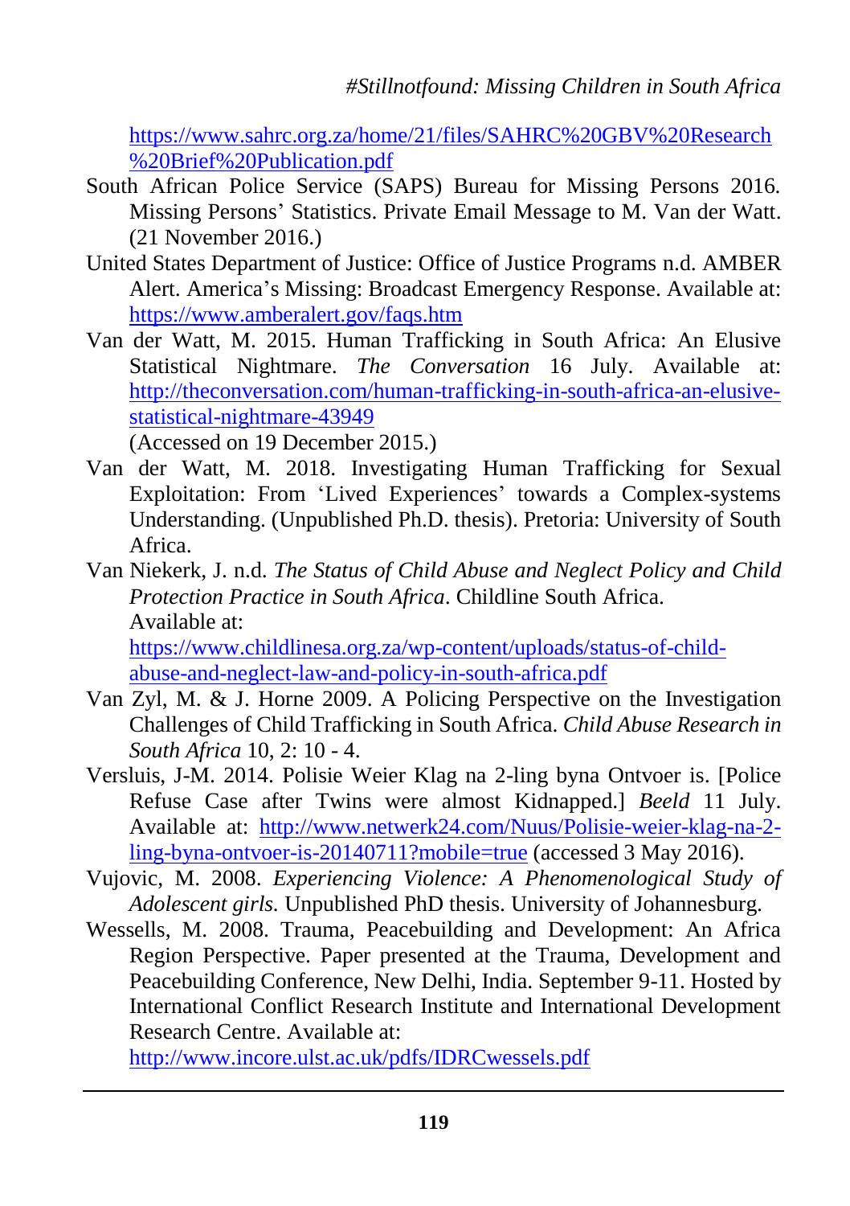https://www.sahrc.org.za/home/21/files/SAHRC%20GBV%20Research%20Brief%20Publication.pdf

South African Police Service (SAPS) Bureau for Missing Persons 2016. Missing Persons' Statistics. Private Email Message to M. Van der Watt. (21 November 2016.)

United States Department of Justice: Office of Justice Programs n.d. AMBER Alert. America's Missing: Broadcast Emergency Response. Available at: https://www.amberalert.gov/faqs.htm

Van der Watt, M. 2015. Human Trafficking in South Africa: An Elusive Statistical Nightmare. *The Conversation* 16 July. Available at: http://theconversation.com/human-trafficking-in-south-africa-an-elusive-statistical-nightmare-43949
(Accessed on 19 December 2015.)

Van der Watt, M. 2018. Investigating Human Trafficking for Sexual Exploitation: From 'Lived Experiences' towards a Complex-systems Understanding. (Unpublished Ph.D. thesis). Pretoria: University of South Africa.

Van Niekerk, J. n.d. *The Status of Child Abuse and Neglect Policy and Child Protection Practice in South Africa*. Childline South Africa. Available at: https://www.childlinesa.org.za/wp-content/uploads/status-of-child-abuse-and-neglect-law-and-policy-in-south-africa.pdf

Van Zyl, M. & J. Horne 2009. A Policing Perspective on the Investigation Challenges of Child Trafficking in South Africa. *Child Abuse Research in South Africa* 10, 2: 10 - 4.

Versluis, J-M. 2014. Polisie Weier Klag na 2-ling byna Ontvoer is. [Police Refuse Case after Twins were almost Kidnapped.] *Beeld* 11 July. Available at: http://www.netwerk24.com/Nuus/Polisie-weier-klag-na-2-ling-byna-ontvoer-is-20140711?mobile=true (accessed 3 May 2016).

Vujovic, M. 2008. *Experiencing Violence: A Phenomenological Study of Adolescent girls.* Unpublished PhD thesis. University of Johannesburg.

Wessells, M. 2008. Trauma, Peacebuilding and Development: An Africa Region Perspective. Paper presented at the Trauma, Development and Peacebuilding Conference, New Delhi, India. September 9-11. Hosted by International Conflict Research Institute and International Development Research Centre. Available at: http://www.incore.ulst.ac.uk/pdfs/IDRCwessels.pdf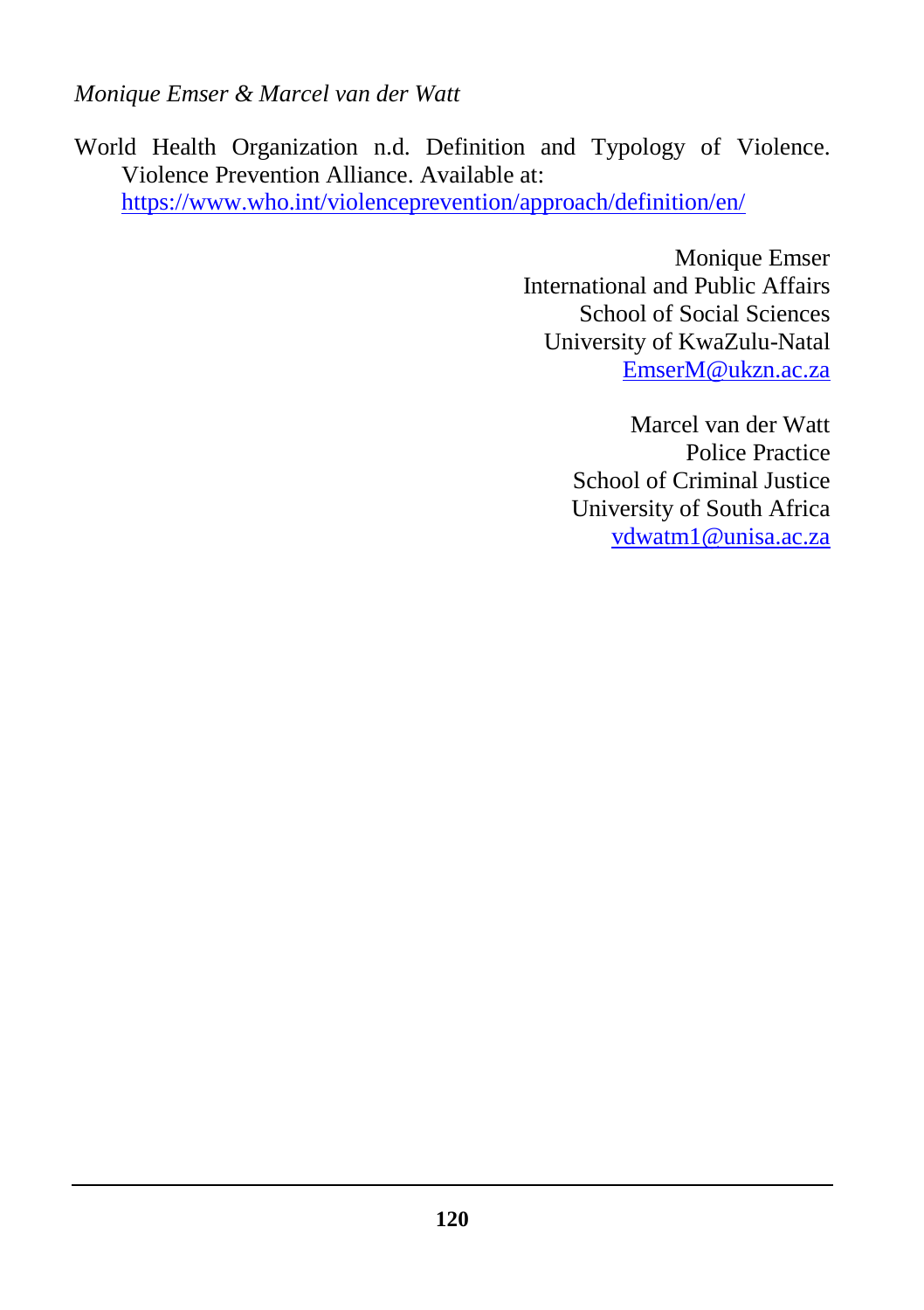World Health Organization n.d. Definition and Typology of Violence. Violence Prevention Alliance. Available at: https://www.who.int/violenceprevention/approach/definition/en/

Monique Emser  
International and Public Affairs  
School of Social Sciences  
University of KwaZulu-Natal  
EmserM@ukzn.ac.za

Marcel van der Watt  
Police Practice  
School of Criminal Justice  
University of South Africa  
vdwatm1@unisa.ac.za